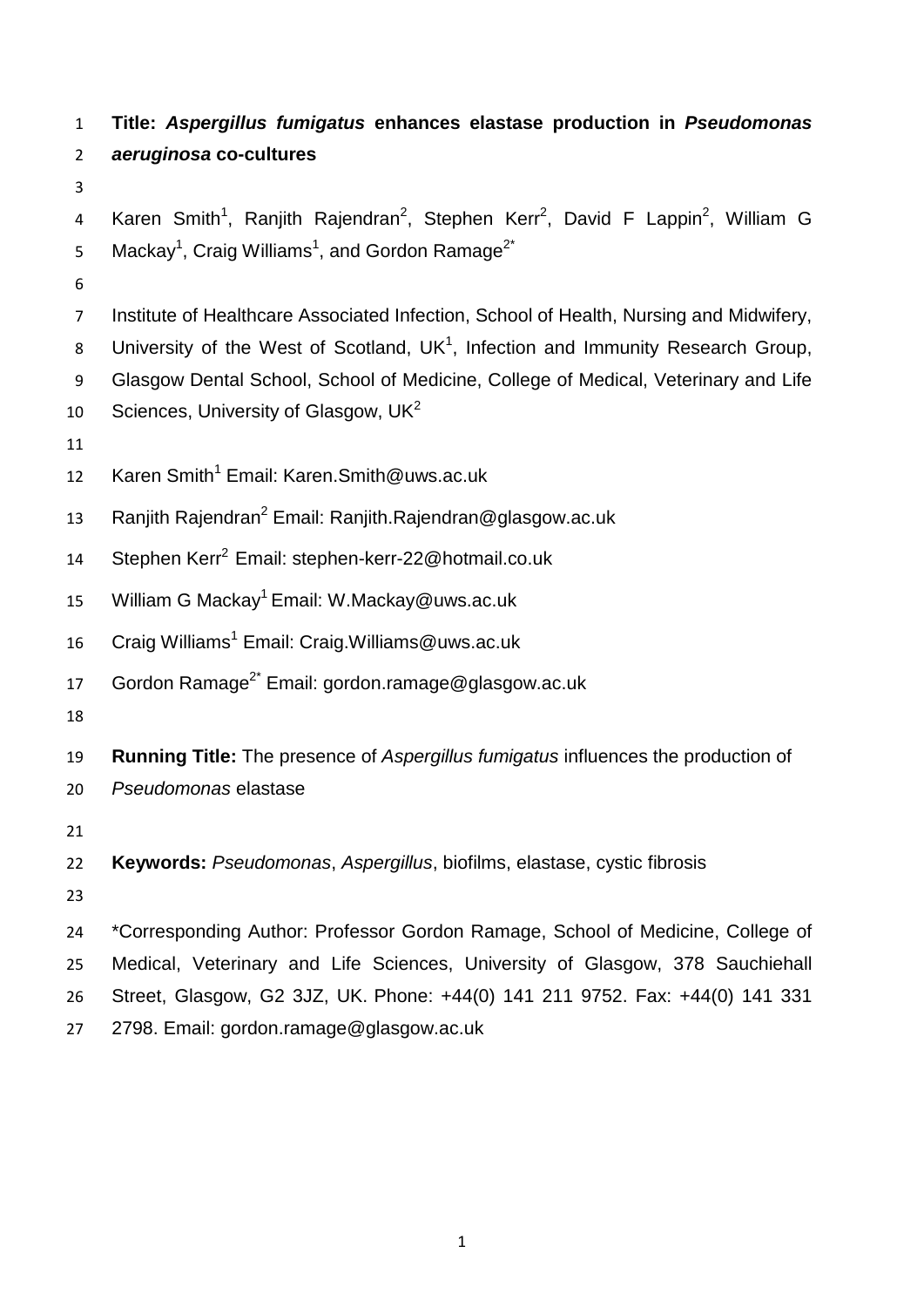**Title: *Aspergillus fumigatus* enhances elastase production in *Pseudomonas aeruginosa* co-cultures**

Karen Smith[1], Ranjith Rajendran[2], Stephen Kerr[2], David F Lappin[2], William G Mackay[1], Craig Williams[1], and Gordon Ramage[2*]

Institute of Healthcare Associated Infection, School of Health, Nursing and Midwifery, University of the West of Scotland, UK[1], Infection and Immunity Research Group, Glasgow Dental School, School of Medicine, College of Medical, Veterinary and Life Sciences, University of Glasgow, UK[2]

Karen Smith[1] Email: Karen.Smith@uws.ac.uk

Ranjith Rajendran[2] Email: Ranjith.Rajendran@glasgow.ac.uk

Stephen Kerr[2] Email: stephen-kerr-22@hotmail.co.uk

William G Mackay[1] Email: W.Mackay@uws.ac.uk

Craig Williams[1] Email: Craig.Williams@uws.ac.uk

Gordon Ramage[2*] Email: gordon.ramage@glasgow.ac.uk

**Running Title:** The presence of *Aspergillus fumigatus* influences the production of *Pseudomonas* elastase

**Keywords:** *Pseudomonas*, *Aspergillus*, biofilms, elastase, cystic fibrosis

*Corresponding Author: Professor Gordon Ramage, School of Medicine, College of Medical, Veterinary and Life Sciences, University of Glasgow, 378 Sauchiehall Street, Glasgow, G2 3JZ, UK. Phone: +44(0) 141 211 9752. Fax: +44(0) 141 331 2798. Email: gordon.ramage@glasgow.ac.uk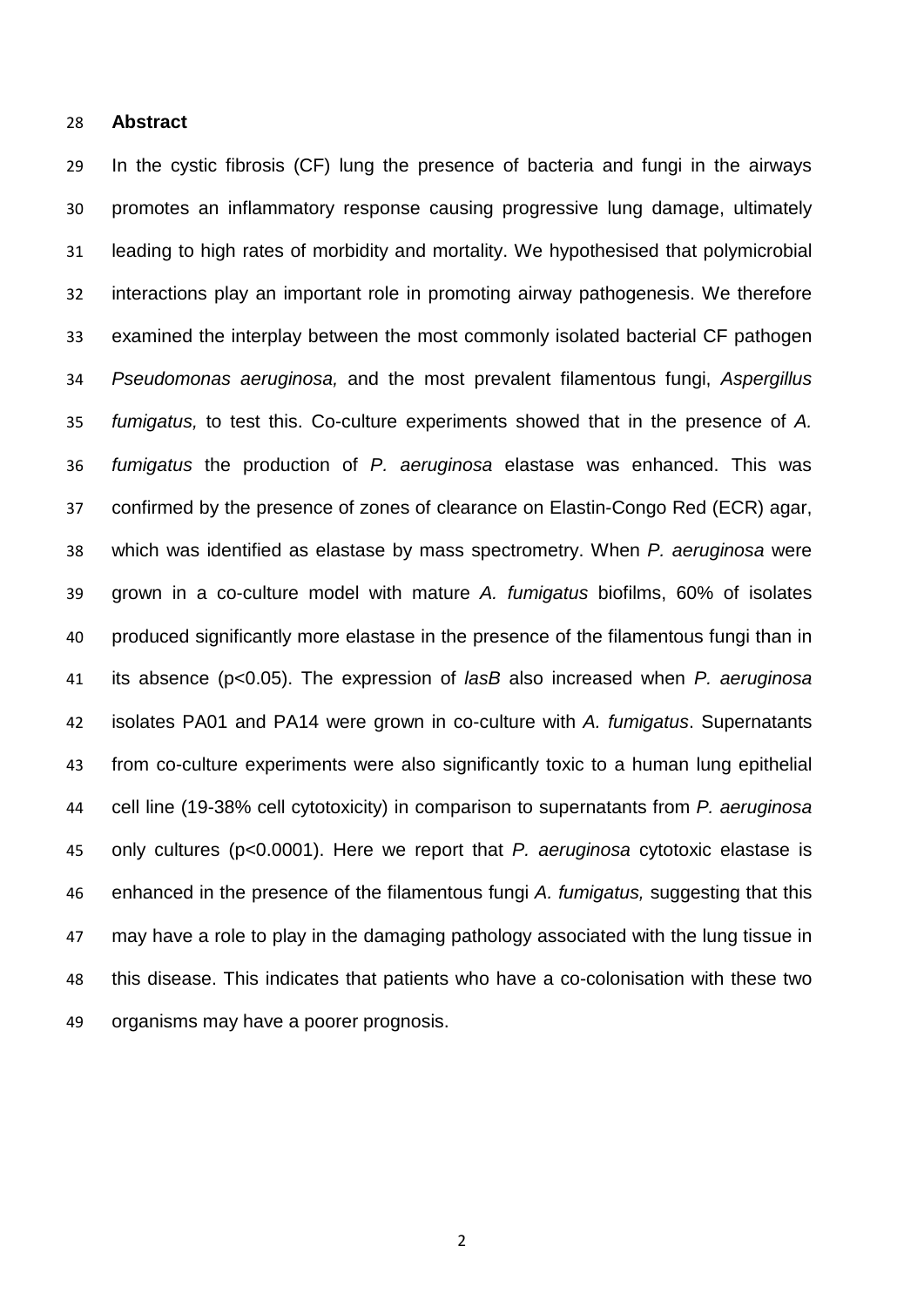## Abstract

In the cystic fibrosis (CF) lung the presence of bacteria and fungi in the airways promotes an inflammatory response causing progressive lung damage, ultimately leading to high rates of morbidity and mortality. We hypothesised that polymicrobial interactions play an important role in promoting airway pathogenesis. We therefore examined the interplay between the most commonly isolated bacterial CF pathogen *Pseudomonas aeruginosa,* and the most prevalent filamentous fungi, *Aspergillus fumigatus,* to test this. Co-culture experiments showed that in the presence of *A. fumigatus* the production of *P. aeruginosa* elastase was enhanced. This was confirmed by the presence of zones of clearance on Elastin-Congo Red (ECR) agar, which was identified as elastase by mass spectrometry. When *P. aeruginosa* were grown in a co-culture model with mature *A. fumigatus* biofilms, 60% of isolates produced significantly more elastase in the presence of the filamentous fungi than in its absence ($p<0.05$). The expression of *lasB* also increased when *P. aeruginosa* isolates PA01 and PA14 were grown in co-culture with *A. fumigatus*. Supernatants from co-culture experiments were also significantly toxic to a human lung epithelial cell line (19-38% cell cytotoxicity) in comparison to supernatants from *P. aeruginosa* only cultures ($p<0.0001$). Here we report that *P. aeruginosa* cytotoxic elastase is enhanced in the presence of the filamentous fungi *A. fumigatus,* suggesting that this may have a role to play in the damaging pathology associated with the lung tissue in this disease. This indicates that patients who have a co-colonisation with these two organisms may have a poorer prognosis.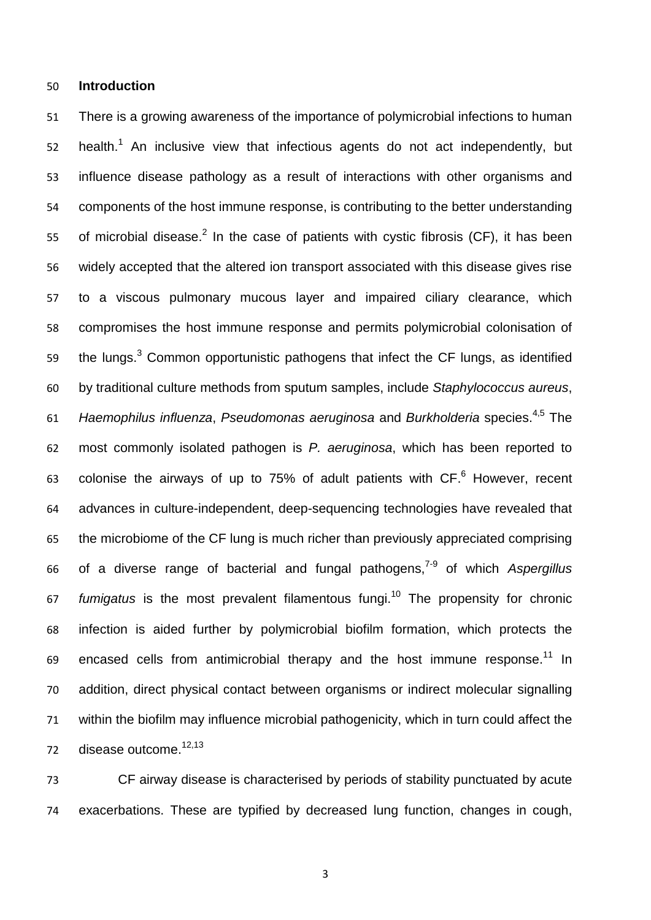## Introduction

There is a growing awareness of the importance of polymicrobial infections to human health.[1] An inclusive view that infectious agents do not act independently, but influence disease pathology as a result of interactions with other organisms and components of the host immune response, is contributing to the better understanding of microbial disease.[2] In the case of patients with cystic fibrosis (CF), it has been widely accepted that the altered ion transport associated with this disease gives rise to a viscous pulmonary mucous layer and impaired ciliary clearance, which compromises the host immune response and permits polymicrobial colonisation of the lungs.[3] Common opportunistic pathogens that infect the CF lungs, as identified by traditional culture methods from sputum samples, include *Staphylococcus aureus*, *Haemophilus influenza*, *Pseudomonas aeruginosa* and *Burkholderia* species.[4,5] The most commonly isolated pathogen is *P. aeruginosa*, which has been reported to colonise the airways of up to 75% of adult patients with CF.[6] However, recent advances in culture-independent, deep-sequencing technologies have revealed that the microbiome of the CF lung is much richer than previously appreciated comprising of a diverse range of bacterial and fungal pathogens,[7-9] of which *Aspergillus fumigatus* is the most prevalent filamentous fungi.[10] The propensity for chronic infection is aided further by polymicrobial biofilm formation, which protects the encased cells from antimicrobial therapy and the host immune response.[11] In addition, direct physical contact between organisms or indirect molecular signalling within the biofilm may influence microbial pathogenicity, which in turn could affect the disease outcome.[12,13]

CF airway disease is characterised by periods of stability punctuated by acute exacerbations. These are typified by decreased lung function, changes in cough,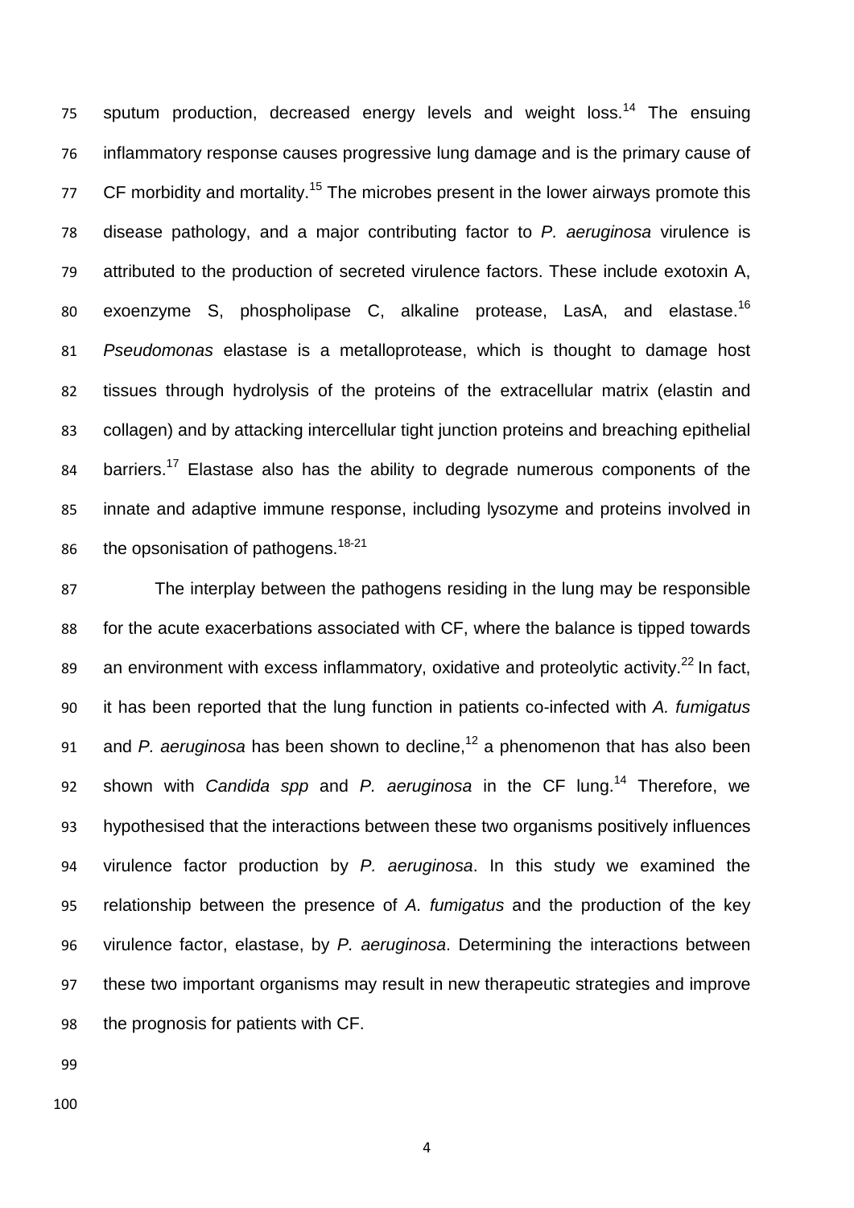sputum production, decreased energy levels and weight loss.[14] The ensuing inflammatory response causes progressive lung damage and is the primary cause of CF morbidity and mortality.[15] The microbes present in the lower airways promote this disease pathology, and a major contributing factor to *P. aeruginosa* virulence is attributed to the production of secreted virulence factors. These include exotoxin A, exoenzyme S, phospholipase C, alkaline protease, LasA, and elastase.[16] *Pseudomonas* elastase is a metalloprotease, which is thought to damage host tissues through hydrolysis of the proteins of the extracellular matrix (elastin and collagen) and by attacking intercellular tight junction proteins and breaching epithelial barriers.[17] Elastase also has the ability to degrade numerous components of the innate and adaptive immune response, including lysozyme and proteins involved in the opsonisation of pathogens.[18-21]

The interplay between the pathogens residing in the lung may be responsible for the acute exacerbations associated with CF, where the balance is tipped towards an environment with excess inflammatory, oxidative and proteolytic activity.[22] In fact, it has been reported that the lung function in patients co-infected with *A. fumigatus* and *P. aeruginosa* has been shown to decline,[12] a phenomenon that has also been shown with *Candida spp* and *P. aeruginosa* in the CF lung.[14] Therefore, we hypothesised that the interactions between these two organisms positively influences virulence factor production by *P. aeruginosa*. In this study we examined the relationship between the presence of *A. fumigatus* and the production of the key virulence factor, elastase, by *P. aeruginosa*. Determining the interactions between these two important organisms may result in new therapeutic strategies and improve the prognosis for patients with CF.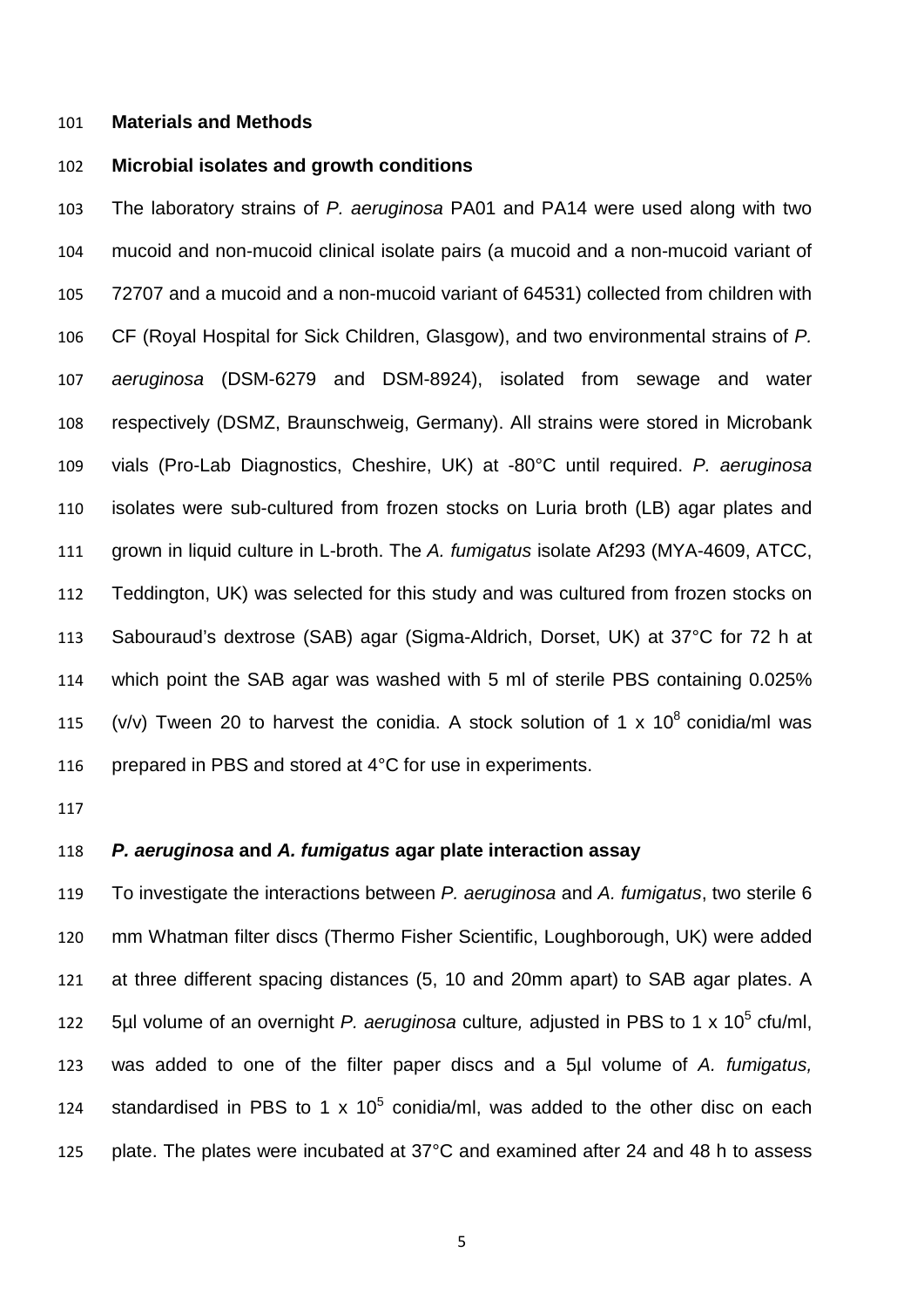## Materials and Methods

### Microbial isolates and growth conditions

The laboratory strains of *P. aeruginosa* PA01 and PA14 were used along with two mucoid and non-mucoid clinical isolate pairs (a mucoid and a non-mucoid variant of 72707 and a mucoid and a non-mucoid variant of 64531) collected from children with CF (Royal Hospital for Sick Children, Glasgow), and two environmental strains of *P. aeruginosa* (DSM-6279 and DSM-8924), isolated from sewage and water respectively (DSMZ, Braunschweig, Germany). All strains were stored in Microbank vials (Pro-Lab Diagnostics, Cheshire, UK) at -80°C until required. *P. aeruginosa* isolates were sub-cultured from frozen stocks on Luria broth (LB) agar plates and grown in liquid culture in L-broth. The *A. fumigatus* isolate Af293 (MYA-4609, ATCC, Teddington, UK) was selected for this study and was cultured from frozen stocks on Sabouraud's dextrose (SAB) agar (Sigma-Aldrich, Dorset, UK) at 37°C for 72 h at which point the SAB agar was washed with 5 ml of sterile PBS containing 0.025% (v/v) Tween 20 to harvest the conidia. A stock solution of 1 x $10^8$ conidia/ml was prepared in PBS and stored at 4°C for use in experiments.

### *P. aeruginosa* and *A. fumigatus* agar plate interaction assay

To investigate the interactions between *P. aeruginosa* and *A. fumigatus*, two sterile 6 mm Whatman filter discs (Thermo Fisher Scientific, Loughborough, UK) were added at three different spacing distances (5, 10 and 20mm apart) to SAB agar plates. A 5µl volume of an overnight *P. aeruginosa* culture*,* adjusted in PBS to 1 x $10^5$ cfu/ml, was added to one of the filter paper discs and a 5µl volume of *A. fumigatus,* standardised in PBS to 1 x $10^5$ conidia/ml, was added to the other disc on each plate. The plates were incubated at 37°C and examined after 24 and 48 h to assess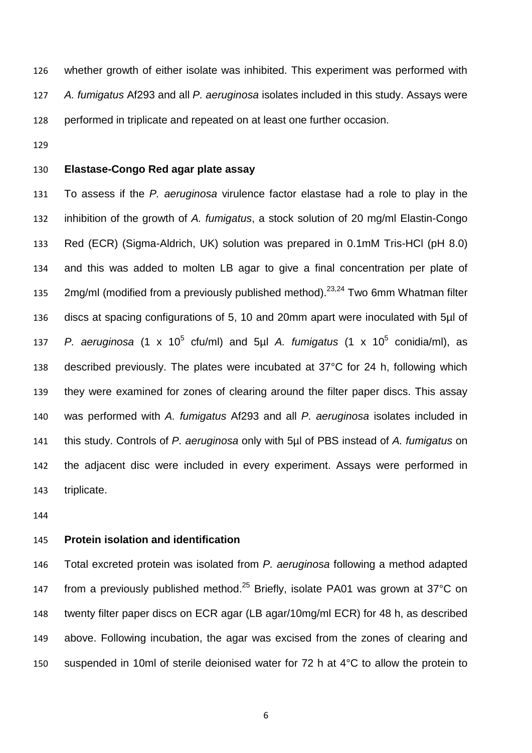whether growth of either isolate was inhibited. This experiment was performed with *A. fumigatus* Af293 and all *P. aeruginosa* isolates included in this study. Assays were performed in triplicate and repeated on at least one further occasion.

**Elastase-Congo Red agar plate assay**

To assess if the *P. aeruginosa* virulence factor elastase had a role to play in the inhibition of the growth of *A. fumigatus*, a stock solution of 20 mg/ml Elastin-Congo Red (ECR) (Sigma-Aldrich, UK) solution was prepared in 0.1mM Tris-HCl (pH 8.0) and this was added to molten LB agar to give a final concentration per plate of 2mg/ml (modified from a previously published method).[23,24] Two 6mm Whatman filter discs at spacing configurations of 5, 10 and 20mm apart were inoculated with 5µl of *P. aeruginosa* ($1 \times 10^5$ cfu/ml) and 5µl *A. fumigatus* ($1 \times 10^5$ conidia/ml), as described previously. The plates were incubated at 37°C for 24 h, following which they were examined for zones of clearing around the filter paper discs. This assay was performed with *A. fumigatus* Af293 and all *P. aeruginosa* isolates included in this study. Controls of *P. aeruginosa* only with 5µl of PBS instead of *A. fumigatus* on the adjacent disc were included in every experiment. Assays were performed in triplicate.

**Protein isolation and identification**

Total excreted protein was isolated from *P. aeruginosa* following a method adapted from a previously published method.[25] Briefly, isolate PA01 was grown at 37°C on twenty filter paper discs on ECR agar (LB agar/10mg/ml ECR) for 48 h, as described above. Following incubation, the agar was excised from the zones of clearing and suspended in 10ml of sterile deionised water for 72 h at 4°C to allow the protein to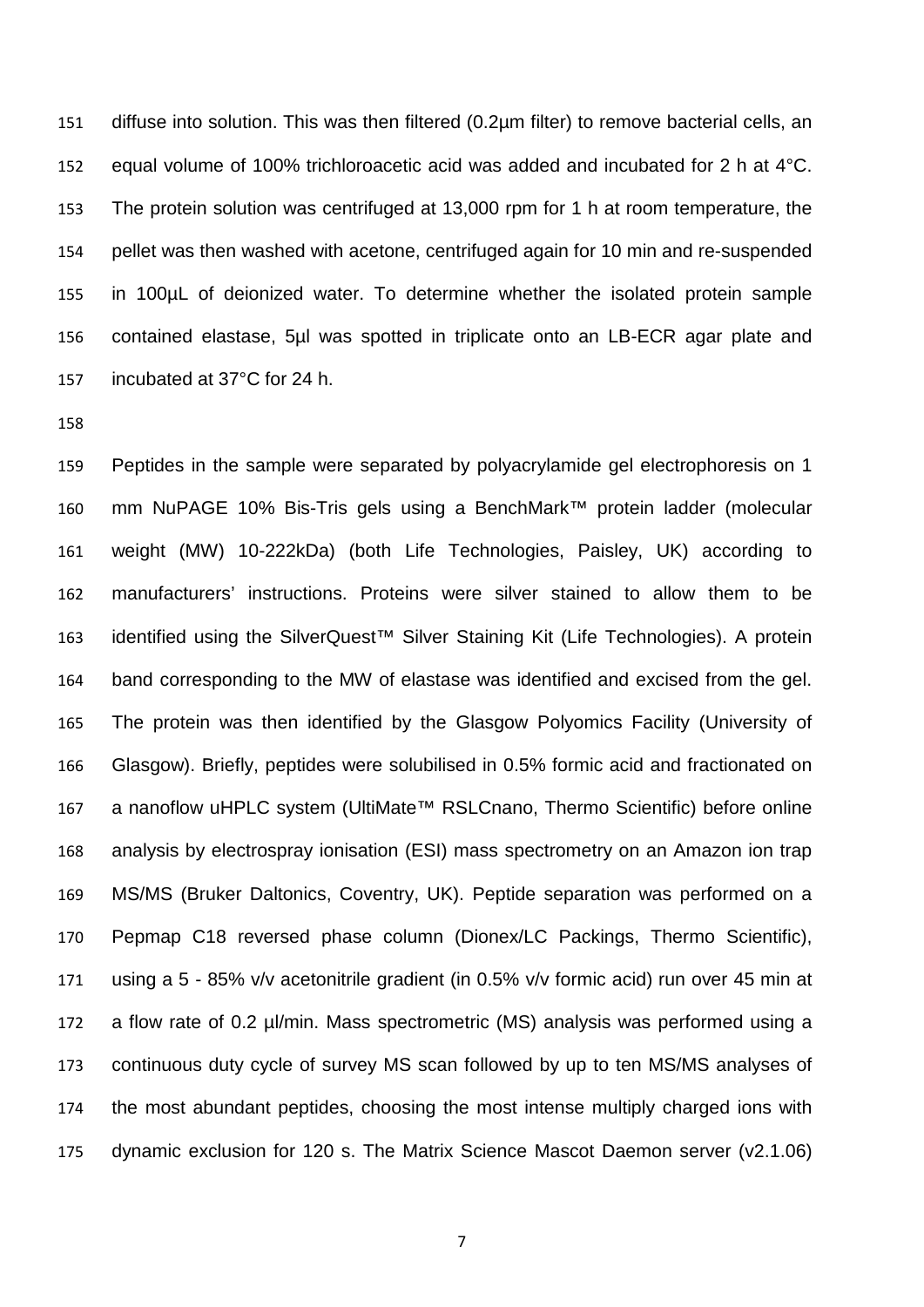diffuse into solution. This was then filtered (0.2µm filter) to remove bacterial cells, an equal volume of 100% trichloroacetic acid was added and incubated for 2 h at 4°C. The protein solution was centrifuged at 13,000 rpm for 1 h at room temperature, the pellet was then washed with acetone, centrifuged again for 10 min and re-suspended in 100µL of deionized water. To determine whether the isolated protein sample contained elastase, 5µl was spotted in triplicate onto an LB-ECR agar plate and incubated at 37°C for 24 h.

Peptides in the sample were separated by polyacrylamide gel electrophoresis on 1 mm NuPAGE 10% Bis-Tris gels using a BenchMark™ protein ladder (molecular weight (MW) 10-222kDa) (both Life Technologies, Paisley, UK) according to manufacturers' instructions. Proteins were silver stained to allow them to be identified using the SilverQuest™ Silver Staining Kit (Life Technologies). A protein band corresponding to the MW of elastase was identified and excised from the gel. The protein was then identified by the Glasgow Polyomics Facility (University of Glasgow). Briefly, peptides were solubilised in 0.5% formic acid and fractionated on a nanoflow uHPLC system (UltiMate™ RSLCnano, Thermo Scientific) before online analysis by electrospray ionisation (ESI) mass spectrometry on an Amazon ion trap MS/MS (Bruker Daltonics, Coventry, UK). Peptide separation was performed on a Pepmap C18 reversed phase column (Dionex/LC Packings, Thermo Scientific), using a 5 - 85% v/v acetonitrile gradient (in 0.5% v/v formic acid) run over 45 min at a flow rate of 0.2 µl/min. Mass spectrometric (MS) analysis was performed using a continuous duty cycle of survey MS scan followed by up to ten MS/MS analyses of the most abundant peptides, choosing the most intense multiply charged ions with dynamic exclusion for 120 s. The Matrix Science Mascot Daemon server (v2.1.06)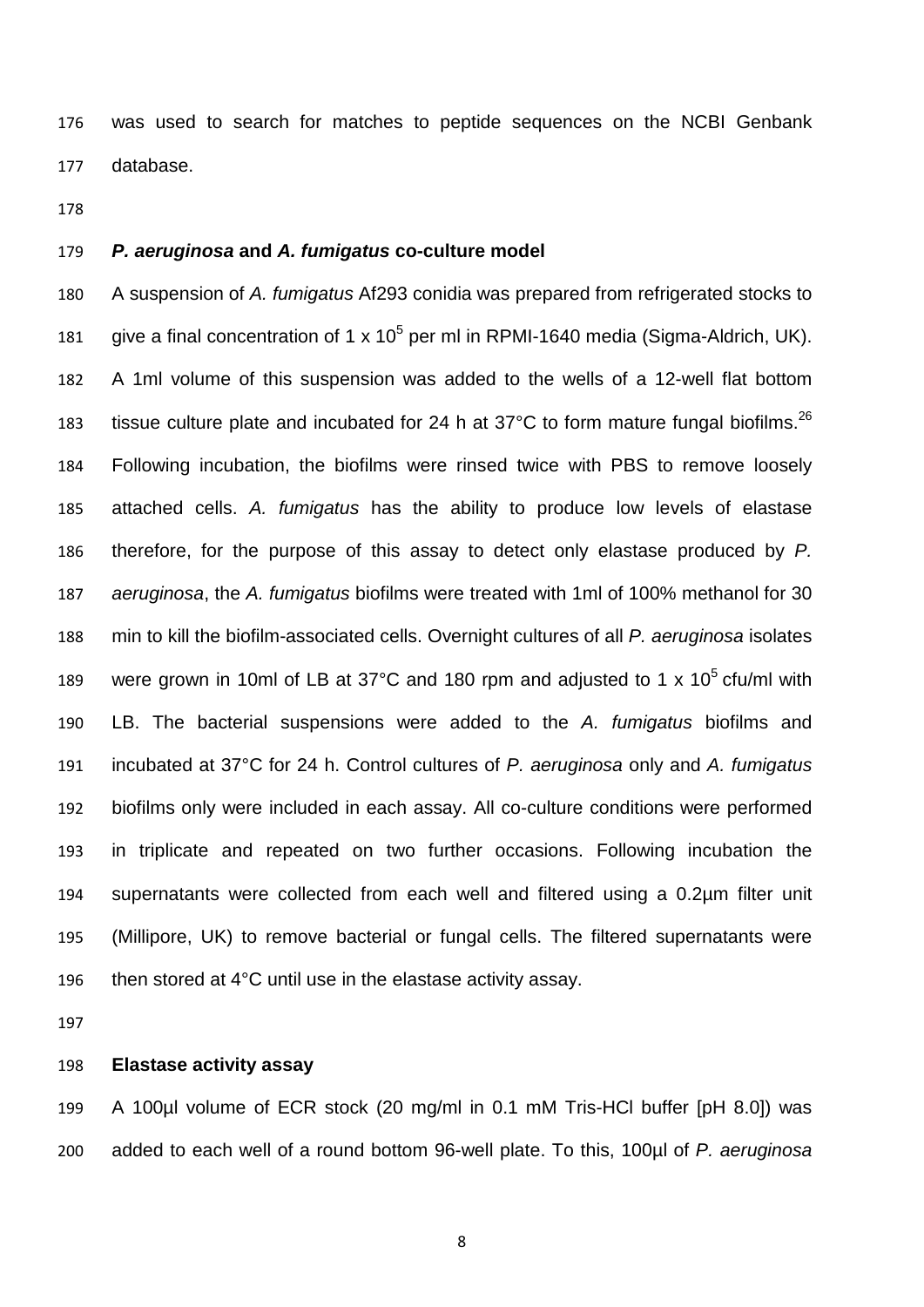was used to search for matches to peptide sequences on the NCBI Genbank database.

### *P. aeruginosa* and *A. fumigatus* co-culture model

A suspension of *A. fumigatus* Af293 conidia was prepared from refrigerated stocks to give a final concentration of 1 x $10^5$ per ml in RPMI-1640 media (Sigma-Aldrich, UK). A 1ml volume of this suspension was added to the wells of a 12-well flat bottom tissue culture plate and incubated for 24 h at 37°C to form mature fungal biofilms.[26] Following incubation, the biofilms were rinsed twice with PBS to remove loosely attached cells. *A. fumigatus* has the ability to produce low levels of elastase therefore, for the purpose of this assay to detect only elastase produced by *P. aeruginosa*, the *A. fumigatus* biofilms were treated with 1ml of 100% methanol for 30 min to kill the biofilm-associated cells. Overnight cultures of all *P. aeruginosa* isolates were grown in 10ml of LB at 37°C and 180 rpm and adjusted to 1 x $10^5$ cfu/ml with LB. The bacterial suspensions were added to the *A. fumigatus* biofilms and incubated at 37°C for 24 h. Control cultures of *P. aeruginosa* only and *A. fumigatus* biofilms only were included in each assay. All co-culture conditions were performed in triplicate and repeated on two further occasions. Following incubation the supernatants were collected from each well and filtered using a 0.2µm filter unit (Millipore, UK) to remove bacterial or fungal cells. The filtered supernatants were then stored at 4°C until use in the elastase activity assay.

### Elastase activity assay

A 100µl volume of ECR stock (20 mg/ml in 0.1 mM Tris-HCl buffer [pH 8.0]) was added to each well of a round bottom 96-well plate. To this, 100µl of *P. aeruginosa*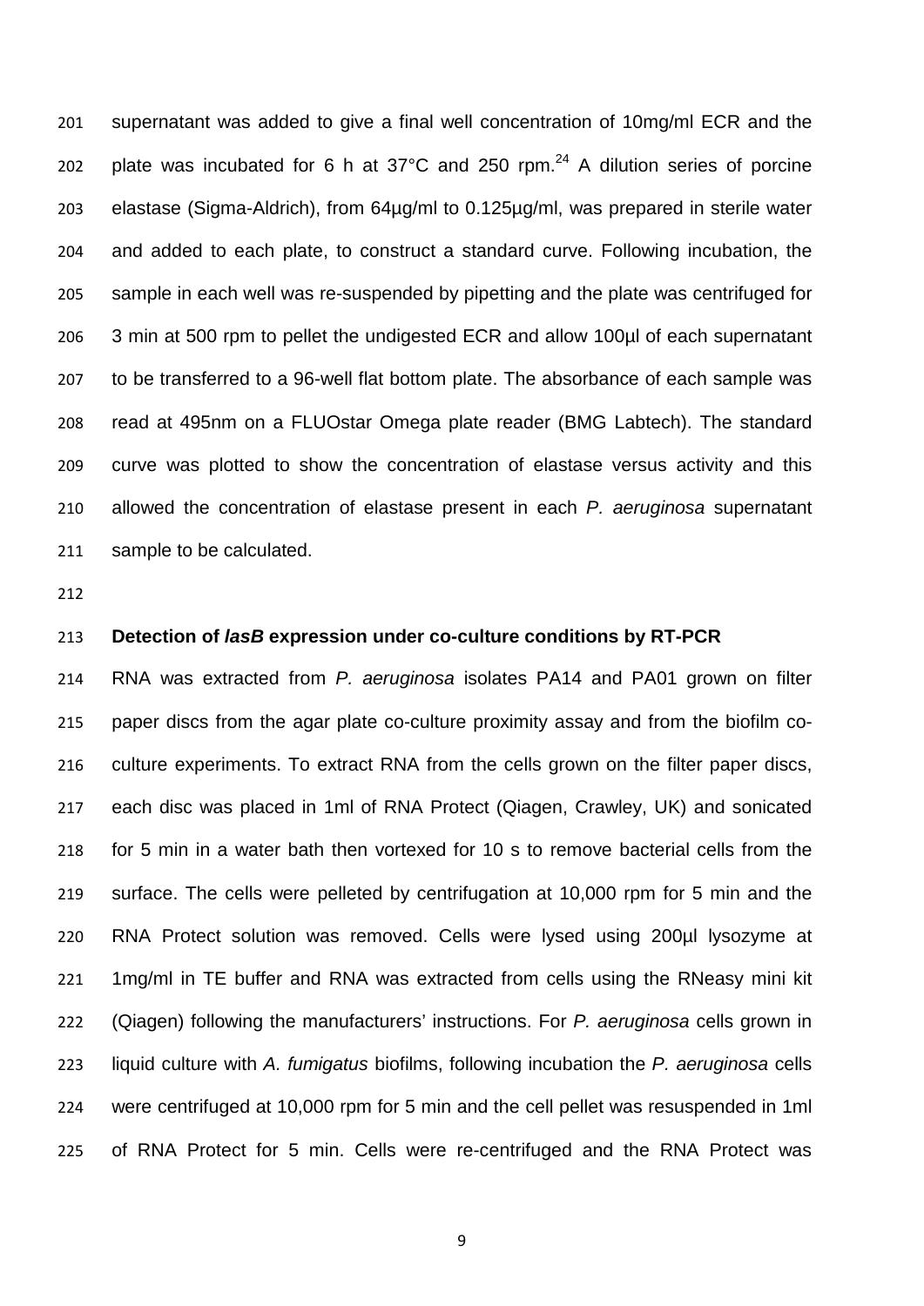supernatant was added to give a final well concentration of 10mg/ml ECR and the plate was incubated for 6 h at 37°C and 250 rpm.[24] A dilution series of porcine elastase (Sigma-Aldrich), from 64µg/ml to 0.125µg/ml, was prepared in sterile water and added to each plate, to construct a standard curve. Following incubation, the sample in each well was re-suspended by pipetting and the plate was centrifuged for 3 min at 500 rpm to pellet the undigested ECR and allow 100µl of each supernatant to be transferred to a 96-well flat bottom plate. The absorbance of each sample was read at 495nm on a FLUOstar Omega plate reader (BMG Labtech). The standard curve was plotted to show the concentration of elastase versus activity and this allowed the concentration of elastase present in each *P. aeruginosa* supernatant sample to be calculated.

**Detection of *lasB* expression under co-culture conditions by RT-PCR**

RNA was extracted from *P. aeruginosa* isolates PA14 and PA01 grown on filter paper discs from the agar plate co-culture proximity assay and from the biofilm co-culture experiments. To extract RNA from the cells grown on the filter paper discs, each disc was placed in 1ml of RNA Protect (Qiagen, Crawley, UK) and sonicated for 5 min in a water bath then vortexed for 10 s to remove bacterial cells from the surface. The cells were pelleted by centrifugation at 10,000 rpm for 5 min and the RNA Protect solution was removed. Cells were lysed using 200µl lysozyme at 1mg/ml in TE buffer and RNA was extracted from cells using the RNeasy mini kit (Qiagen) following the manufacturers' instructions. For *P. aeruginosa* cells grown in liquid culture with *A. fumigatus* biofilms, following incubation the *P. aeruginosa* cells were centrifuged at 10,000 rpm for 5 min and the cell pellet was resuspended in 1ml of RNA Protect for 5 min. Cells were re-centrifuged and the RNA Protect was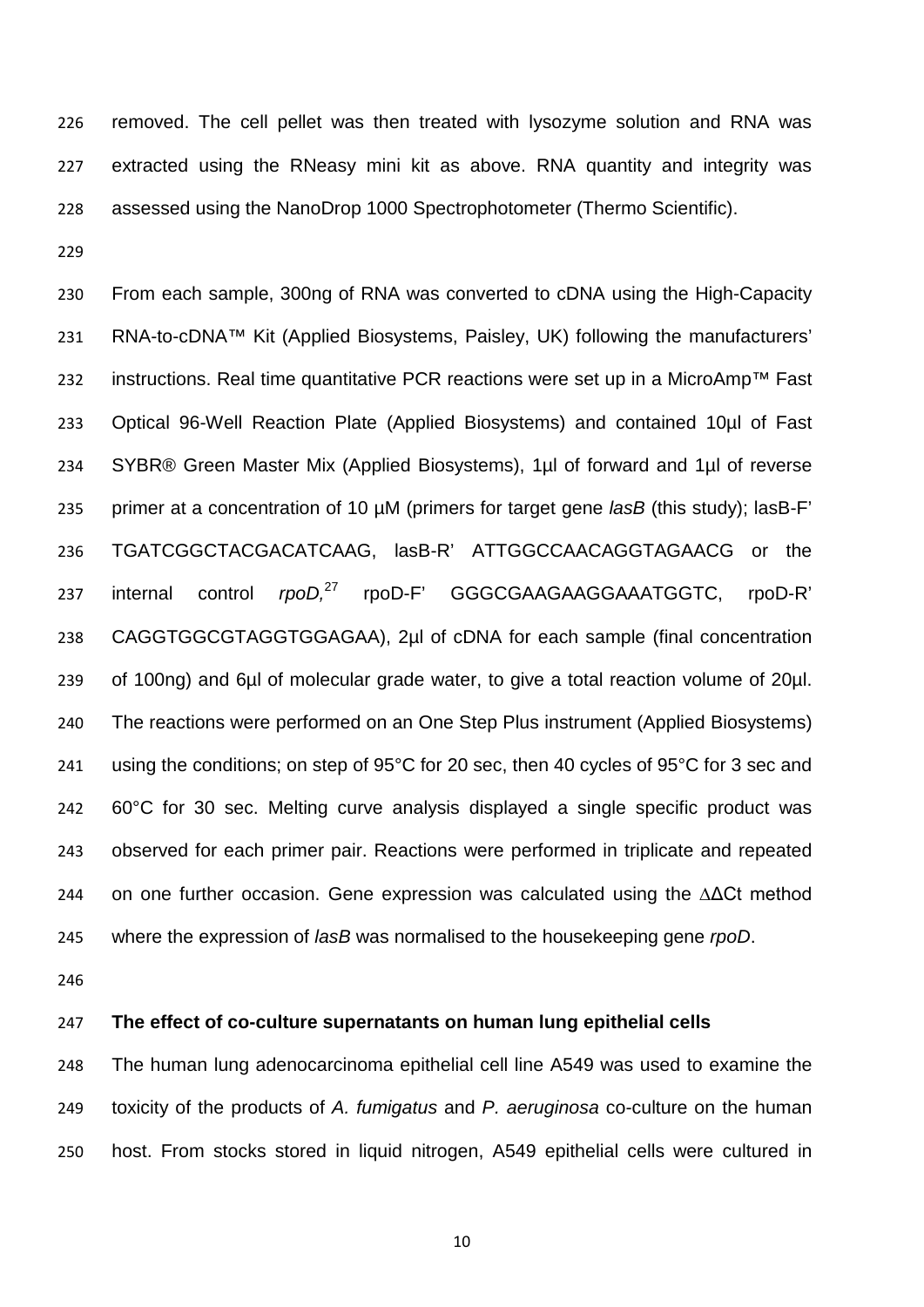removed. The cell pellet was then treated with lysozyme solution and RNA was extracted using the RNeasy mini kit as above. RNA quantity and integrity was assessed using the NanoDrop 1000 Spectrophotometer (Thermo Scientific).

From each sample, 300ng of RNA was converted to cDNA using the High-Capacity RNA-to-cDNA™ Kit (Applied Biosystems, Paisley, UK) following the manufacturers' instructions. Real time quantitative PCR reactions were set up in a MicroAmp™ Fast Optical 96-Well Reaction Plate (Applied Biosystems) and contained 10µl of Fast SYBR® Green Master Mix (Applied Biosystems), 1µl of forward and 1µl of reverse primer at a concentration of 10 µM (primers for target gene *lasB* (this study); lasB-F' TGATCGGCTACGACATCAAG, lasB-R' ATTGGCCAACAGGTAGAACG or the internal control *rpoD,*[27] rpoD-F' GGGCGAAGAAGGAAATGGTC, rpoD-R' CAGGTGGCGTAGGTGGAGAA), 2µl of cDNA for each sample (final concentration of 100ng) and 6µl of molecular grade water, to give a total reaction volume of 20µl. The reactions were performed on an One Step Plus instrument (Applied Biosystems) using the conditions; on step of 95°C for 20 sec, then 40 cycles of 95°C for 3 sec and 60°C for 30 sec. Melting curve analysis displayed a single specific product was observed for each primer pair. Reactions were performed in triplicate and repeated on one further occasion. Gene expression was calculated using the $\Delta\Delta$Ct method where the expression of *lasB* was normalised to the housekeeping gene *rpoD*.

**The effect of co-culture supernatants on human lung epithelial cells**

The human lung adenocarcinoma epithelial cell line A549 was used to examine the toxicity of the products of *A. fumigatus* and *P. aeruginosa* co-culture on the human host. From stocks stored in liquid nitrogen, A549 epithelial cells were cultured in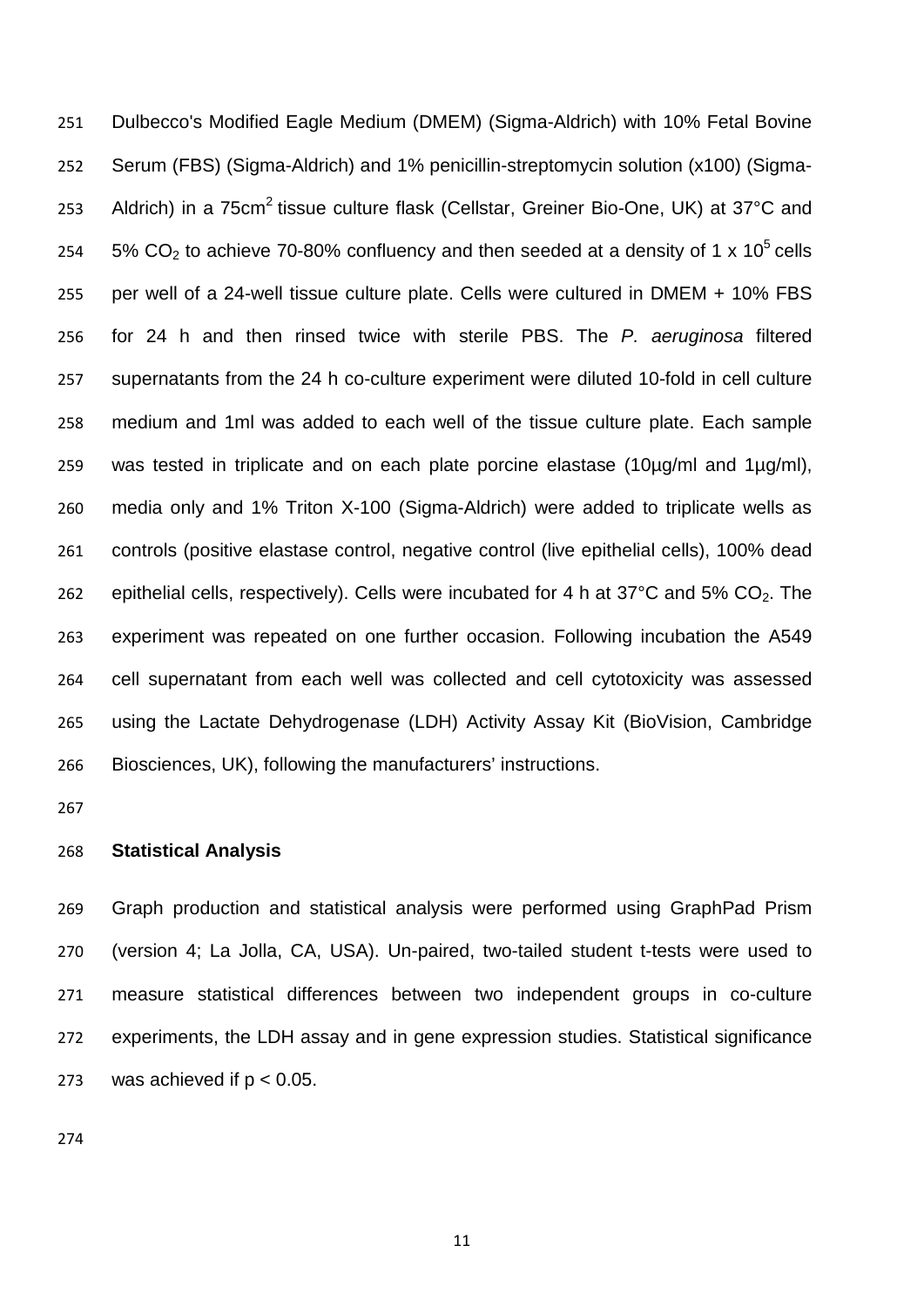Dulbecco's Modified Eagle Medium (DMEM) (Sigma-Aldrich) with 10% Fetal Bovine Serum (FBS) (Sigma-Aldrich) and 1% penicillin-streptomycin solution (x100) (Sigma-Aldrich) in a 75cm$^2$ tissue culture flask (Cellstar, Greiner Bio-One, UK) at 37°C and 5% $CO_2$ to achieve 70-80% confluency and then seeded at a density of 1 x $10^5$ cells per well of a 24-well tissue culture plate. Cells were cultured in DMEM + 10% FBS for 24 h and then rinsed twice with sterile PBS. The *P. aeruginosa* filtered supernatants from the 24 h co-culture experiment were diluted 10-fold in cell culture medium and 1ml was added to each well of the tissue culture plate. Each sample was tested in triplicate and on each plate porcine elastase (10µg/ml and 1µg/ml), media only and 1% Triton X-100 (Sigma-Aldrich) were added to triplicate wells as controls (positive elastase control, negative control (live epithelial cells), 100% dead epithelial cells, respectively). Cells were incubated for 4 h at 37°C and 5% $CO_2$. The experiment was repeated on one further occasion. Following incubation the A549 cell supernatant from each well was collected and cell cytotoxicity was assessed using the Lactate Dehydrogenase (LDH) Activity Assay Kit (BioVision, Cambridge Biosciences, UK), following the manufacturers' instructions.

**Statistical Analysis**

Graph production and statistical analysis were performed using GraphPad Prism (version 4; La Jolla, CA, USA). Un-paired, two-tailed student t-tests were used to measure statistical differences between two independent groups in co-culture experiments, the LDH assay and in gene expression studies. Statistical significance was achieved if $p < 0.05$.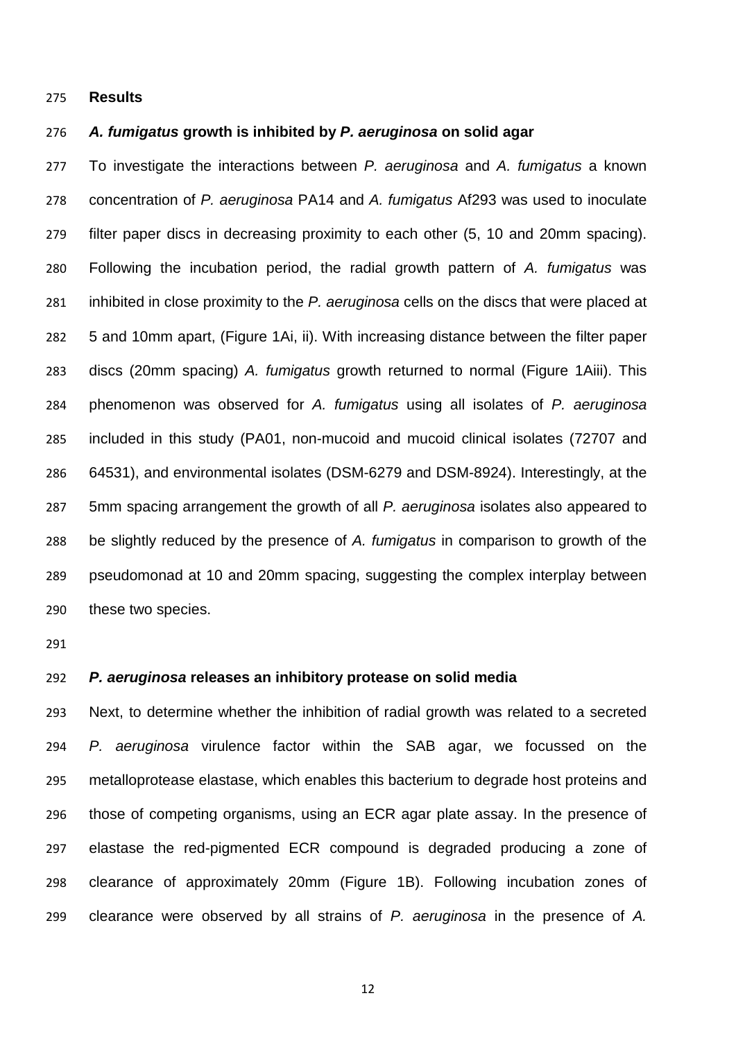## Results

### *A. fumigatus* growth is inhibited by *P. aeruginosa* on solid agar

To investigate the interactions between *P. aeruginosa* and *A. fumigatus* a known concentration of *P. aeruginosa* PA14 and *A. fumigatus* Af293 was used to inoculate filter paper discs in decreasing proximity to each other (5, 10 and 20mm spacing). Following the incubation period, the radial growth pattern of *A. fumigatus* was inhibited in close proximity to the *P. aeruginosa* cells on the discs that were placed at 5 and 10mm apart, (Figure 1Ai, ii). With increasing distance between the filter paper discs (20mm spacing) *A. fumigatus* growth returned to normal (Figure 1Aiii). This phenomenon was observed for *A. fumigatus* using all isolates of *P. aeruginosa* included in this study (PA01, non-mucoid and mucoid clinical isolates (72707 and 64531), and environmental isolates (DSM-6279 and DSM-8924). Interestingly, at the 5mm spacing arrangement the growth of all *P. aeruginosa* isolates also appeared to be slightly reduced by the presence of *A. fumigatus* in comparison to growth of the pseudomonad at 10 and 20mm spacing, suggesting the complex interplay between these two species.

### *P. aeruginosa* releases an inhibitory protease on solid media

Next, to determine whether the inhibition of radial growth was related to a secreted *P. aeruginosa* virulence factor within the SAB agar, we focussed on the metalloprotease elastase, which enables this bacterium to degrade host proteins and those of competing organisms, using an ECR agar plate assay. In the presence of elastase the red-pigmented ECR compound is degraded producing a zone of clearance of approximately 20mm (Figure 1B). Following incubation zones of clearance were observed by all strains of *P. aeruginosa* in the presence of *A.*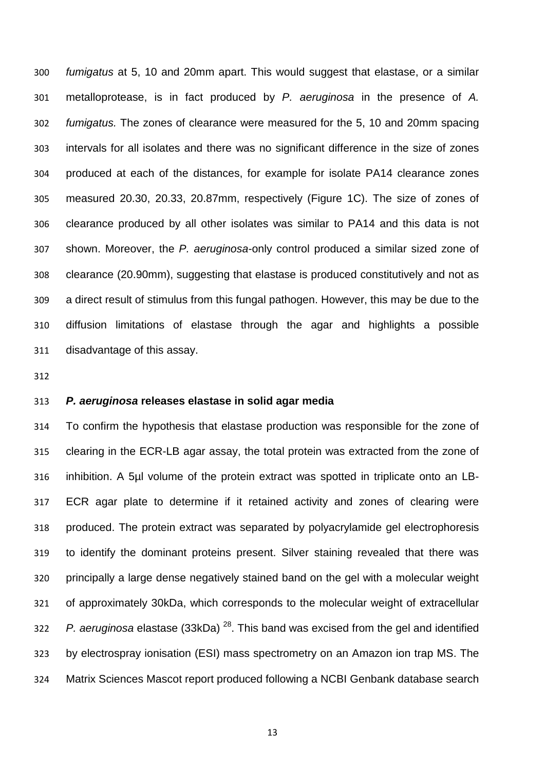*fumigatus* at 5, 10 and 20mm apart. This would suggest that elastase, or a similar metalloprotease, is in fact produced by *P. aeruginosa* in the presence of *A. fumigatus.* The zones of clearance were measured for the 5, 10 and 20mm spacing intervals for all isolates and there was no significant difference in the size of zones produced at each of the distances, for example for isolate PA14 clearance zones measured 20.30, 20.33, 20.87mm, respectively (Figure 1C). The size of zones of clearance produced by all other isolates was similar to PA14 and this data is not shown. Moreover, the *P. aeruginosa*-only control produced a similar sized zone of clearance (20.90mm), suggesting that elastase is produced constitutively and not as a direct result of stimulus from this fungal pathogen. However, this may be due to the diffusion limitations of elastase through the agar and highlights a possible disadvantage of this assay.

### *P. aeruginosa* releases elastase in solid agar media

To confirm the hypothesis that elastase production was responsible for the zone of clearing in the ECR-LB agar assay, the total protein was extracted from the zone of inhibition. A 5µl volume of the protein extract was spotted in triplicate onto an LB-ECR agar plate to determine if it retained activity and zones of clearing were produced. The protein extract was separated by polyacrylamide gel electrophoresis to identify the dominant proteins present. Silver staining revealed that there was principally a large dense negatively stained band on the gel with a molecular weight of approximately 30kDa, which corresponds to the molecular weight of extracellular *P. aeruginosa* elastase (33kDa) [28]. This band was excised from the gel and identified by electrospray ionisation (ESI) mass spectrometry on an Amazon ion trap MS. The Matrix Sciences Mascot report produced following a NCBI Genbank database search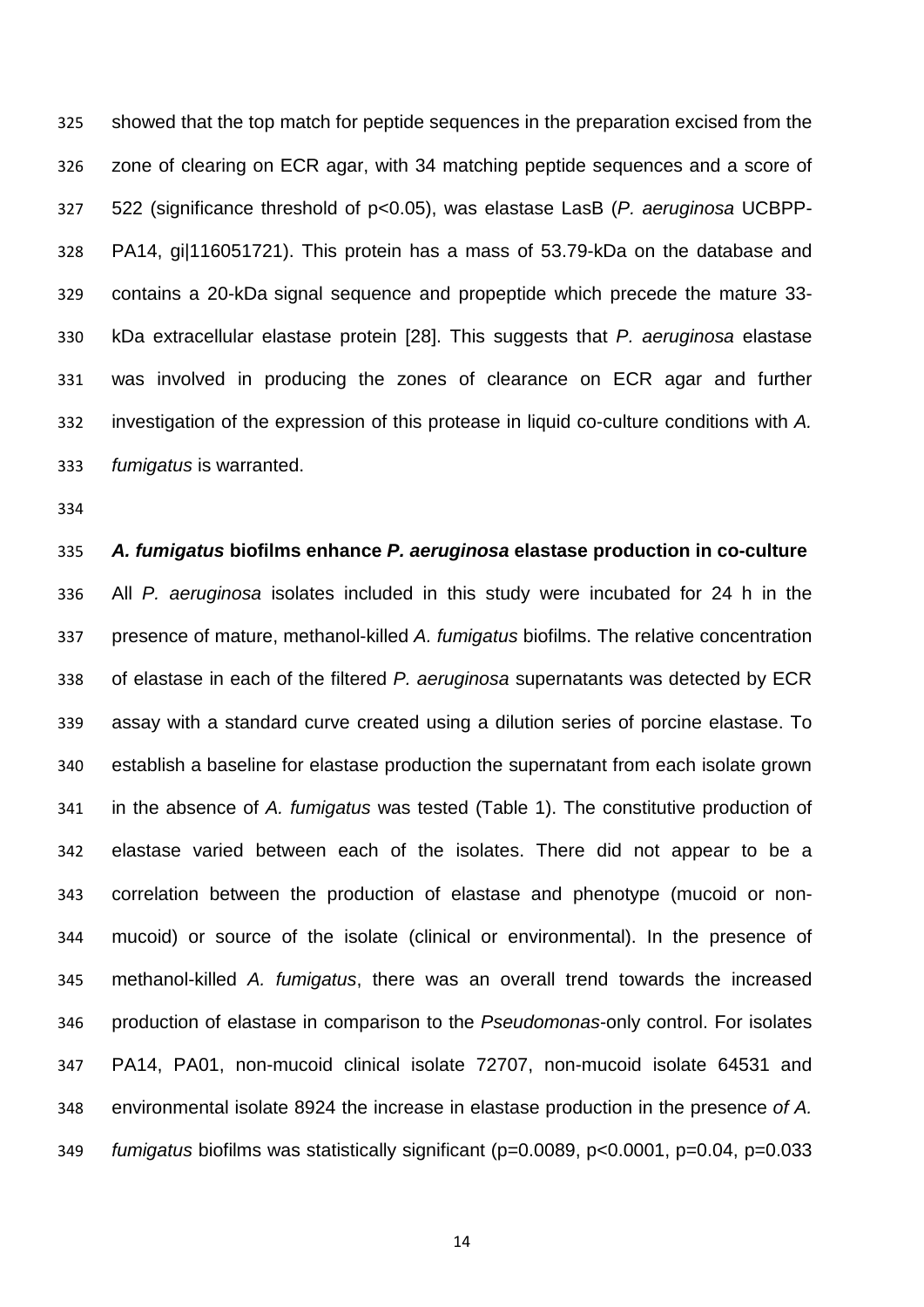showed that the top match for peptide sequences in the preparation excised from the zone of clearing on ECR agar, with 34 matching peptide sequences and a score of 522 (significance threshold of $p<0.05$), was elastase LasB (*P. aeruginosa* UCBPP-PA14, gi|116051721). This protein has a mass of 53.79-kDa on the database and contains a 20-kDa signal sequence and propeptide which precede the mature 33-kDa extracellular elastase protein [28]. This suggests that *P. aeruginosa* elastase was involved in producing the zones of clearance on ECR agar and further investigation of the expression of this protease in liquid co-culture conditions with *A. fumigatus* is warranted.

### *A. fumigatus* biofilms enhance *P. aeruginosa* elastase production in co-culture

All *P. aeruginosa* isolates included in this study were incubated for 24 h in the presence of mature, methanol-killed *A. fumigatus* biofilms. The relative concentration of elastase in each of the filtered *P. aeruginosa* supernatants was detected by ECR assay with a standard curve created using a dilution series of porcine elastase. To establish a baseline for elastase production the supernatant from each isolate grown in the absence of *A. fumigatus* was tested (Table 1). The constitutive production of elastase varied between each of the isolates. There did not appear to be a correlation between the production of elastase and phenotype (mucoid or non-mucoid) or source of the isolate (clinical or environmental). In the presence of methanol-killed *A. fumigatus*, there was an overall trend towards the increased production of elastase in comparison to the *Pseudomonas*-only control. For isolates PA14, PA01, non-mucoid clinical isolate 72707, non-mucoid isolate 64531 and environmental isolate 8924 the increase in elastase production in the presence *of A. fumigatus* biofilms was statistically significant ($p=0.0089$, $p<0.0001$, $p=0.04$, $p=0.033$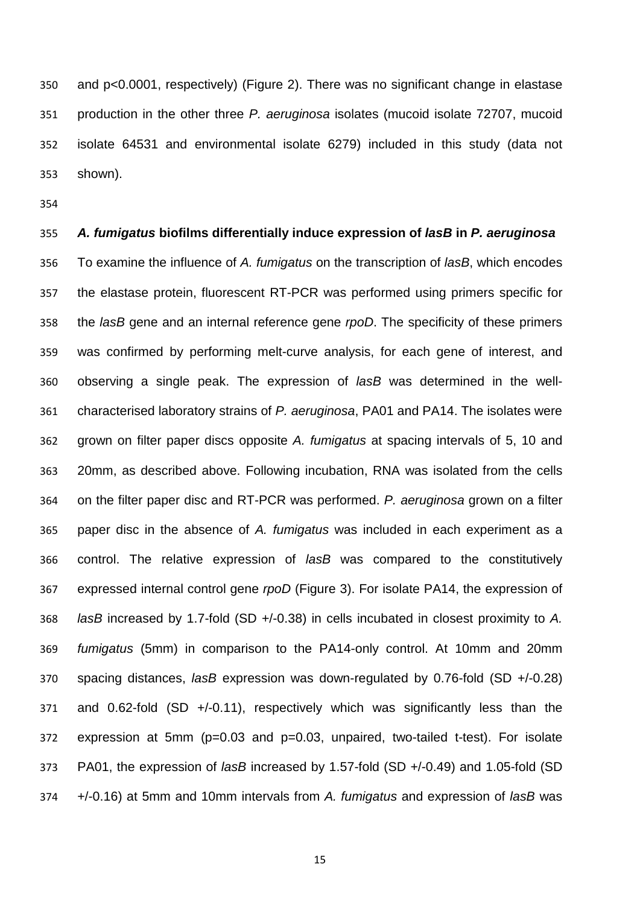and p<0.0001, respectively) (Figure 2). There was no significant change in elastase production in the other three *P. aeruginosa* isolates (mucoid isolate 72707, mucoid isolate 64531 and environmental isolate 6279) included in this study (data not shown).

### *A. fumigatus* biofilms differentially induce expression of *lasB* in *P. aeruginosa*

To examine the influence of *A. fumigatus* on the transcription of *lasB*, which encodes the elastase protein, fluorescent RT-PCR was performed using primers specific for the *lasB* gene and an internal reference gene *rpoD*. The specificity of these primers was confirmed by performing melt-curve analysis, for each gene of interest, and observing a single peak. The expression of *lasB* was determined in the well-characterised laboratory strains of *P. aeruginosa*, PA01 and PA14. The isolates were grown on filter paper discs opposite *A. fumigatus* at spacing intervals of 5, 10 and 20mm, as described above. Following incubation, RNA was isolated from the cells on the filter paper disc and RT-PCR was performed. *P. aeruginosa* grown on a filter paper disc in the absence of *A. fumigatus* was included in each experiment as a control. The relative expression of *lasB* was compared to the constitutively expressed internal control gene *rpoD* (Figure 3). For isolate PA14, the expression of *lasB* increased by 1.7-fold (SD +/-0.38) in cells incubated in closest proximity to *A. fumigatus* (5mm) in comparison to the PA14-only control. At 10mm and 20mm spacing distances, *lasB* expression was down-regulated by 0.76-fold (SD +/-0.28) and 0.62-fold (SD +/-0.11), respectively which was significantly less than the expression at 5mm (p=0.03 and p=0.03, unpaired, two-tailed t-test). For isolate PA01, the expression of *lasB* increased by 1.57-fold (SD +/-0.49) and 1.05-fold (SD +/-0.16) at 5mm and 10mm intervals from *A. fumigatus* and expression of *lasB* was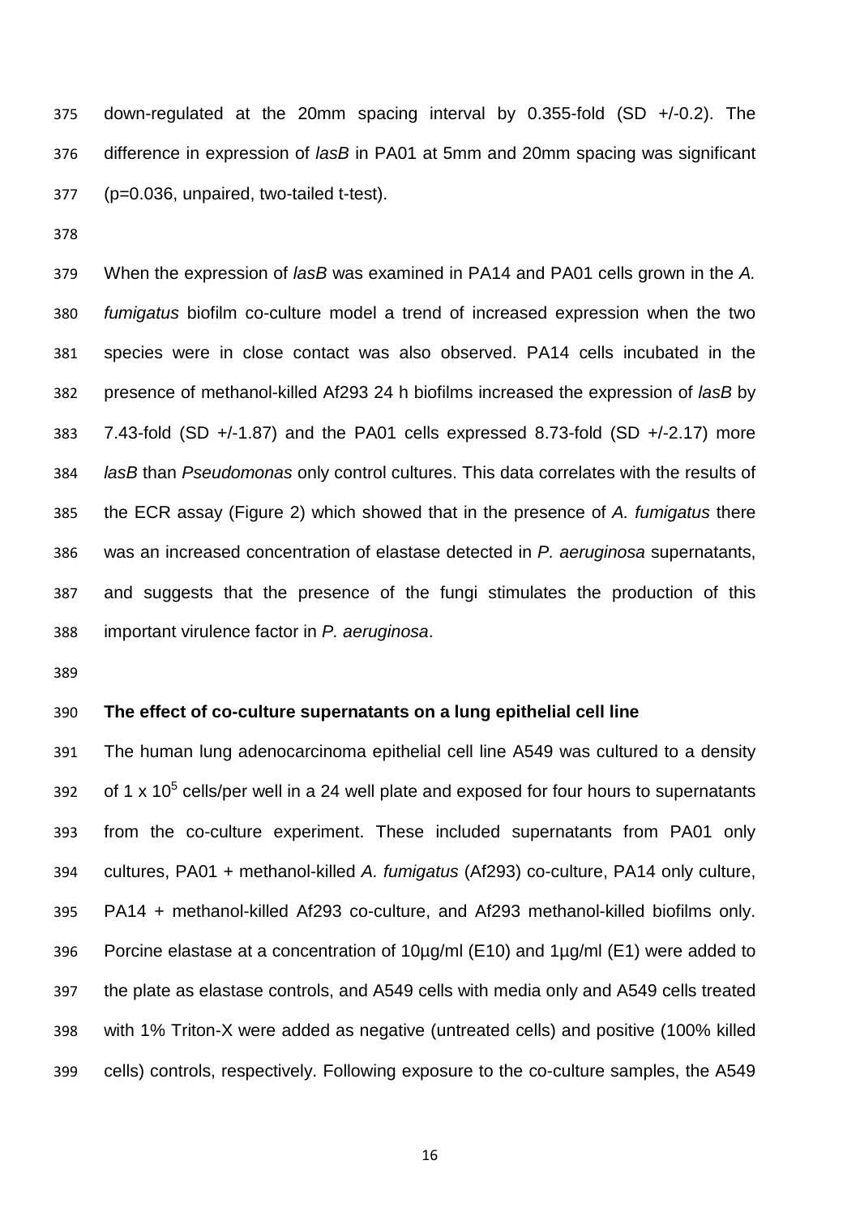down-regulated at the 20mm spacing interval by 0.355-fold (SD +/-0.2). The difference in expression of *lasB* in PA01 at 5mm and 20mm spacing was significant (p=0.036, unpaired, two-tailed t-test).

When the expression of *lasB* was examined in PA14 and PA01 cells grown in the *A. fumigatus* biofilm co-culture model a trend of increased expression when the two species were in close contact was also observed. PA14 cells incubated in the presence of methanol-killed Af293 24 h biofilms increased the expression of *lasB* by 7.43-fold (SD +/-1.87) and the PA01 cells expressed 8.73-fold (SD +/-2.17) more *lasB* than *Pseudomonas* only control cultures. This data correlates with the results of the ECR assay (Figure 2) which showed that in the presence of *A. fumigatus* there was an increased concentration of elastase detected in *P. aeruginosa* supernatants, and suggests that the presence of the fungi stimulates the production of this important virulence factor in *P. aeruginosa*.

**The effect of co-culture supernatants on a lung epithelial cell line**

The human lung adenocarcinoma epithelial cell line A549 was cultured to a density of 1 x $10^5$ cells/per well in a 24 well plate and exposed for four hours to supernatants from the co-culture experiment. These included supernatants from PA01 only cultures, PA01 + methanol-killed *A. fumigatus* (Af293) co-culture, PA14 only culture, PA14 + methanol-killed Af293 co-culture, and Af293 methanol-killed biofilms only. Porcine elastase at a concentration of 10µg/ml (E10) and 1µg/ml (E1) were added to the plate as elastase controls, and A549 cells with media only and A549 cells treated with 1% Triton-X were added as negative (untreated cells) and positive (100% killed cells) controls, respectively. Following exposure to the co-culture samples, the A549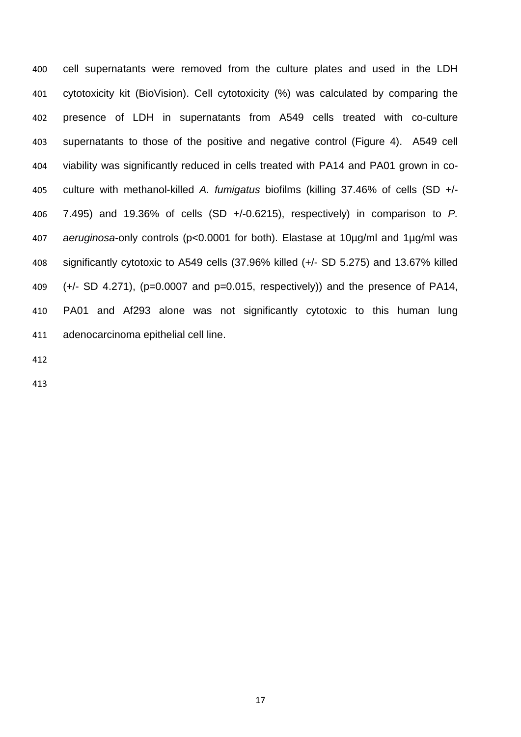cell supernatants were removed from the culture plates and used in the LDH cytotoxicity kit (BioVision). Cell cytotoxicity (%) was calculated by comparing the presence of LDH in supernatants from A549 cells treated with co-culture supernatants to those of the positive and negative control (Figure 4). A549 cell viability was significantly reduced in cells treated with PA14 and PA01 grown in co-culture with methanol-killed *A. fumigatus* biofilms (killing 37.46% of cells (SD +/- 7.495) and 19.36% of cells (SD +/-0.6215), respectively) in comparison to *P. aeruginosa*-only controls ($p<0.0001$ for both). Elastase at 10µg/ml and 1µg/ml was significantly cytotoxic to A549 cells (37.96% killed (+/- SD 5.275) and 13.67% killed (+/- SD 4.271), ($p=0.0007$ and $p=0.015$, respectively)) and the presence of PA14, PA01 and Af293 alone was not significantly cytotoxic to this human lung adenocarcinoma epithelial cell line.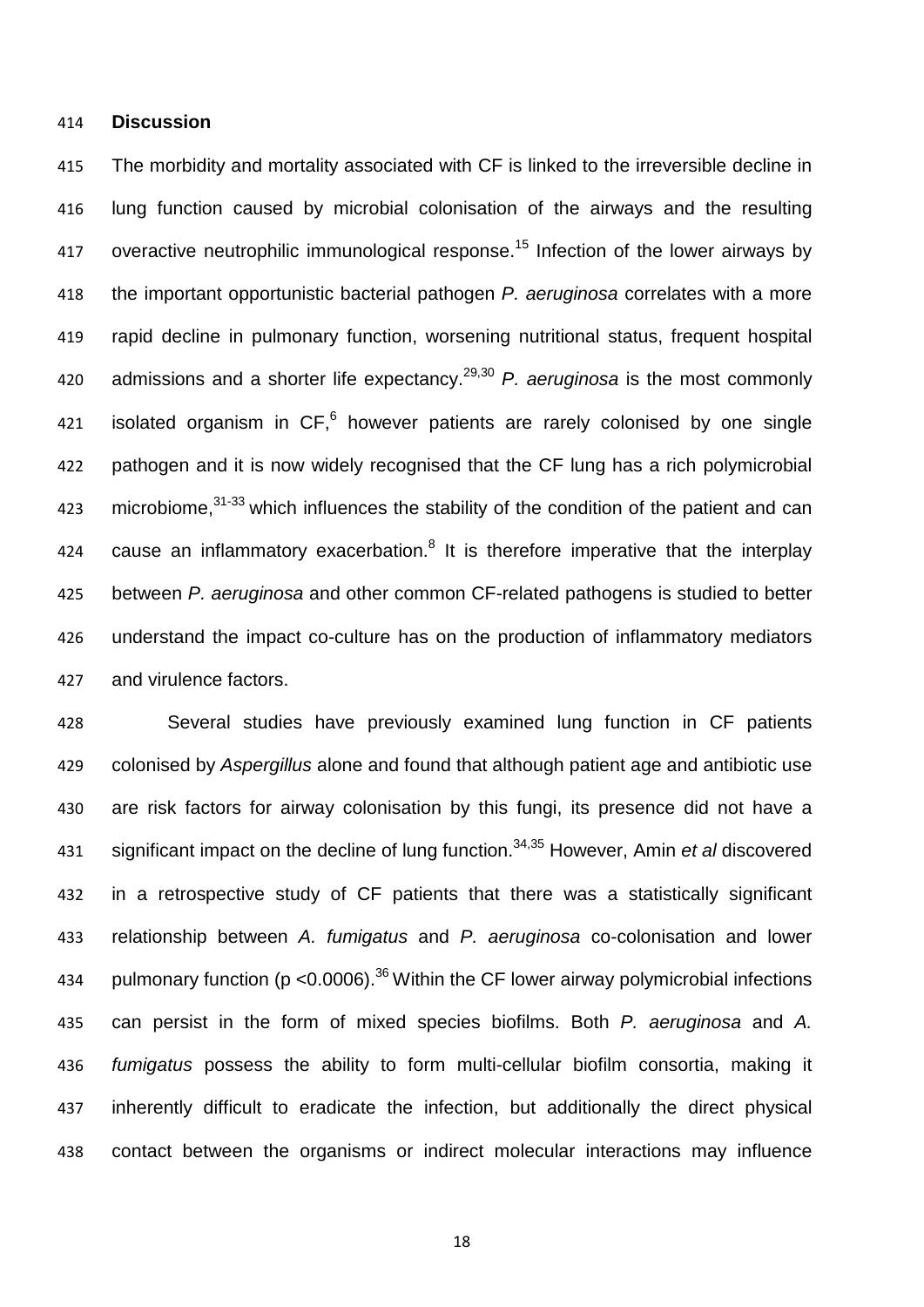## Discussion

The morbidity and mortality associated with CF is linked to the irreversible decline in lung function caused by microbial colonisation of the airways and the resulting overactive neutrophilic immunological response.[15] Infection of the lower airways by the important opportunistic bacterial pathogen *P. aeruginosa* correlates with a more rapid decline in pulmonary function, worsening nutritional status, frequent hospital admissions and a shorter life expectancy.[29,30] *P. aeruginosa* is the most commonly isolated organism in CF,[6] however patients are rarely colonised by one single pathogen and it is now widely recognised that the CF lung has a rich polymicrobial microbiome,[31-33] which influences the stability of the condition of the patient and can cause an inflammatory exacerbation.[8] It is therefore imperative that the interplay between *P. aeruginosa* and other common CF-related pathogens is studied to better understand the impact co-culture has on the production of inflammatory mediators and virulence factors.

Several studies have previously examined lung function in CF patients colonised by *Aspergillus* alone and found that although patient age and antibiotic use are risk factors for airway colonisation by this fungi, its presence did not have a significant impact on the decline of lung function.[34,35] However, Amin *et al* discovered in a retrospective study of CF patients that there was a statistically significant relationship between *A. fumigatus* and *P. aeruginosa* co-colonisation and lower pulmonary function ($p < 0.0006$).[36] Within the CF lower airway polymicrobial infections can persist in the form of mixed species biofilms. Both *P. aeruginosa* and *A. fumigatus* possess the ability to form multi-cellular biofilm consortia, making it inherently difficult to eradicate the infection, but additionally the direct physical contact between the organisms or indirect molecular interactions may influence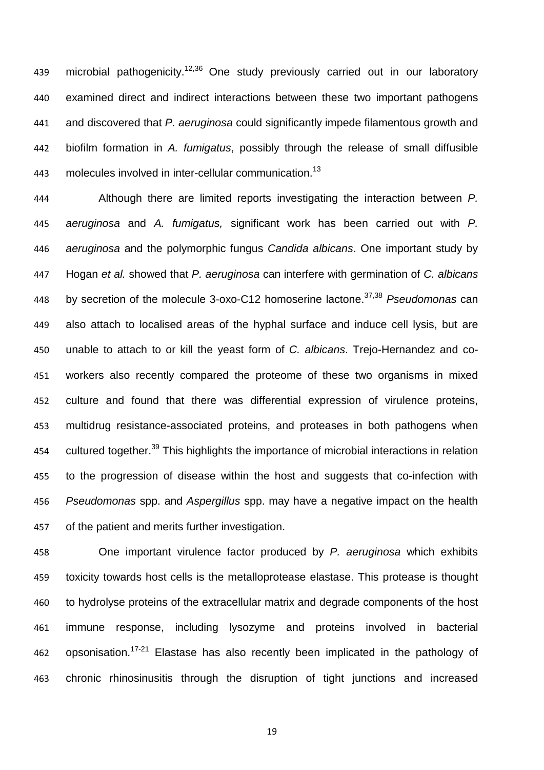microbial pathogenicity.[12,36] One study previously carried out in our laboratory examined direct and indirect interactions between these two important pathogens and discovered that *P. aeruginosa* could significantly impede filamentous growth and biofilm formation in *A. fumigatus*, possibly through the release of small diffusible molecules involved in inter-cellular communication.[13]

Although there are limited reports investigating the interaction between *P. aeruginosa* and *A. fumigatus,* significant work has been carried out with *P. aeruginosa* and the polymorphic fungus *Candida albicans*. One important study by Hogan *et al.* showed that *P. aeruginosa* can interfere with germination of *C. albicans* by secretion of the molecule 3-oxo-C12 homoserine lactone.[37,38] *Pseudomonas* can also attach to localised areas of the hyphal surface and induce cell lysis, but are unable to attach to or kill the yeast form of *C. albicans*. Trejo-Hernandez and co-workers also recently compared the proteome of these two organisms in mixed culture and found that there was differential expression of virulence proteins, multidrug resistance-associated proteins, and proteases in both pathogens when cultured together.[39] This highlights the importance of microbial interactions in relation to the progression of disease within the host and suggests that co-infection with *Pseudomonas* spp. and *Aspergillus* spp. may have a negative impact on the health of the patient and merits further investigation.

One important virulence factor produced by *P. aeruginosa* which exhibits toxicity towards host cells is the metalloprotease elastase. This protease is thought to hydrolyse proteins of the extracellular matrix and degrade components of the host immune response, including lysozyme and proteins involved in bacterial opsonisation.[17-21] Elastase has also recently been implicated in the pathology of chronic rhinosinusitis through the disruption of tight junctions and increased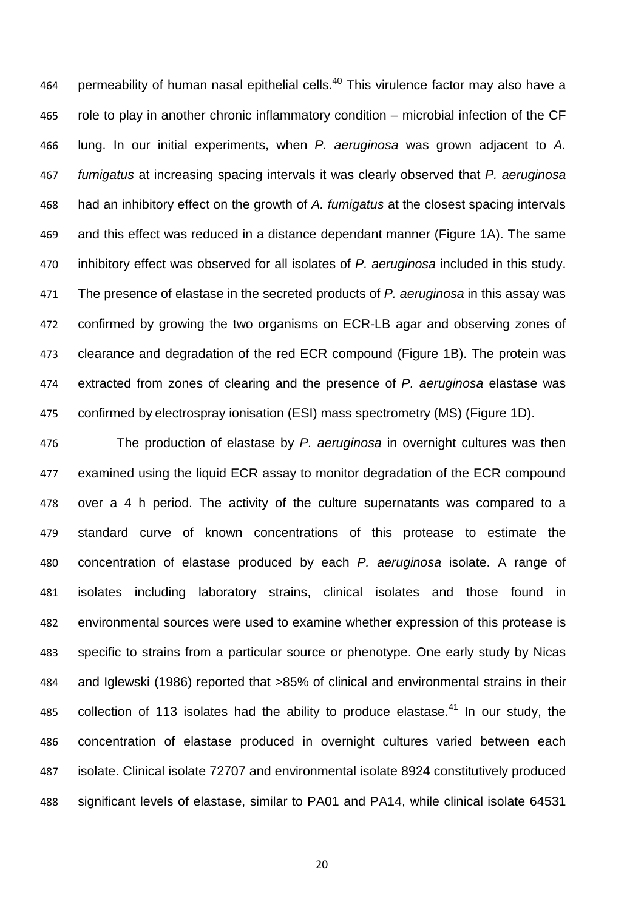permeability of human nasal epithelial cells.[40] This virulence factor may also have a role to play in another chronic inflammatory condition – microbial infection of the CF lung. In our initial experiments, when *P. aeruginosa* was grown adjacent to *A. fumigatus* at increasing spacing intervals it was clearly observed that *P. aeruginosa* had an inhibitory effect on the growth of *A. fumigatus* at the closest spacing intervals and this effect was reduced in a distance dependant manner (Figure 1A). The same inhibitory effect was observed for all isolates of *P. aeruginosa* included in this study. The presence of elastase in the secreted products of *P. aeruginosa* in this assay was confirmed by growing the two organisms on ECR-LB agar and observing zones of clearance and degradation of the red ECR compound (Figure 1B). The protein was extracted from zones of clearing and the presence of *P. aeruginosa* elastase was confirmed by electrospray ionisation (ESI) mass spectrometry (MS) (Figure 1D).

The production of elastase by *P. aeruginosa* in overnight cultures was then examined using the liquid ECR assay to monitor degradation of the ECR compound over a 4 h period. The activity of the culture supernatants was compared to a standard curve of known concentrations of this protease to estimate the concentration of elastase produced by each *P. aeruginosa* isolate. A range of isolates including laboratory strains, clinical isolates and those found in environmental sources were used to examine whether expression of this protease is specific to strains from a particular source or phenotype. One early study by Nicas and Iglewski (1986) reported that >85% of clinical and environmental strains in their collection of 113 isolates had the ability to produce elastase.[41] In our study, the concentration of elastase produced in overnight cultures varied between each isolate. Clinical isolate 72707 and environmental isolate 8924 constitutively produced significant levels of elastase, similar to PA01 and PA14, while clinical isolate 64531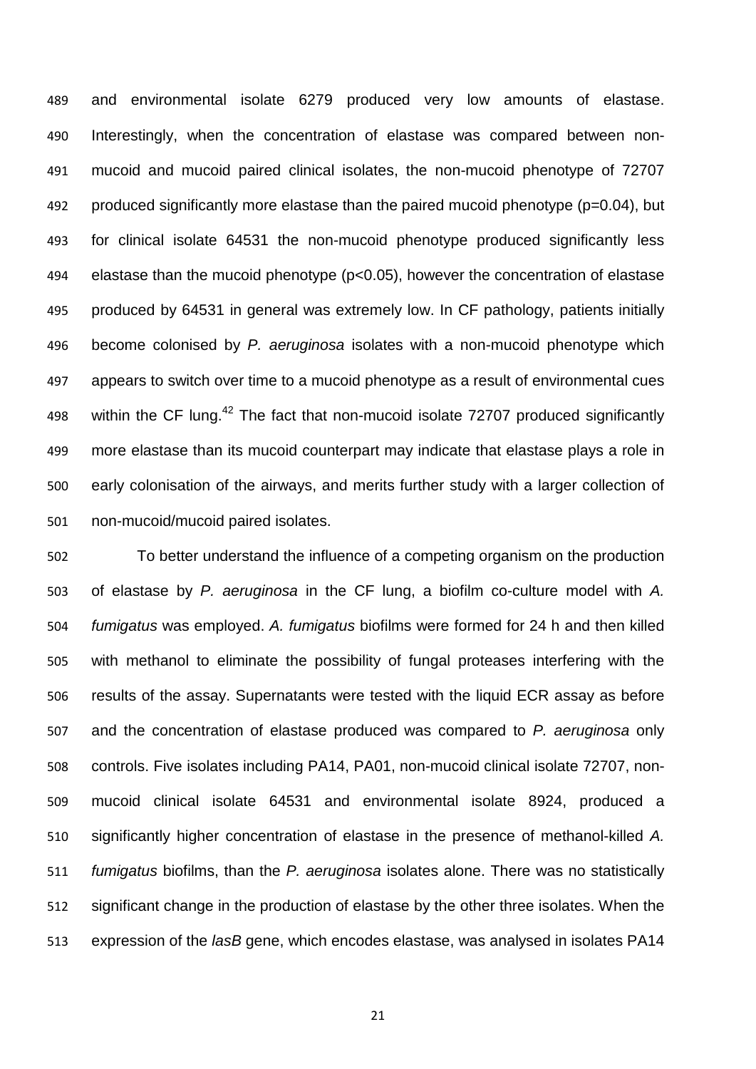and environmental isolate 6279 produced very low amounts of elastase. Interestingly, when the concentration of elastase was compared between non-mucoid and mucoid paired clinical isolates, the non-mucoid phenotype of 72707 produced significantly more elastase than the paired mucoid phenotype ($p=0.04$), but for clinical isolate 64531 the non-mucoid phenotype produced significantly less elastase than the mucoid phenotype ($p<0.05$), however the concentration of elastase produced by 64531 in general was extremely low. In CF pathology, patients initially become colonised by *P. aeruginosa* isolates with a non-mucoid phenotype which appears to switch over time to a mucoid phenotype as a result of environmental cues within the CF lung.[42] The fact that non-mucoid isolate 72707 produced significantly more elastase than its mucoid counterpart may indicate that elastase plays a role in early colonisation of the airways, and merits further study with a larger collection of non-mucoid/mucoid paired isolates.

To better understand the influence of a competing organism on the production of elastase by *P. aeruginosa* in the CF lung, a biofilm co-culture model with *A. fumigatus* was employed. *A. fumigatus* biofilms were formed for 24 h and then killed with methanol to eliminate the possibility of fungal proteases interfering with the results of the assay. Supernatants were tested with the liquid ECR assay as before and the concentration of elastase produced was compared to *P. aeruginosa* only controls. Five isolates including PA14, PA01, non-mucoid clinical isolate 72707, non-mucoid clinical isolate 64531 and environmental isolate 8924, produced a significantly higher concentration of elastase in the presence of methanol-killed *A. fumigatus* biofilms, than the *P. aeruginosa* isolates alone. There was no statistically significant change in the production of elastase by the other three isolates. When the expression of the *lasB* gene, which encodes elastase, was analysed in isolates PA14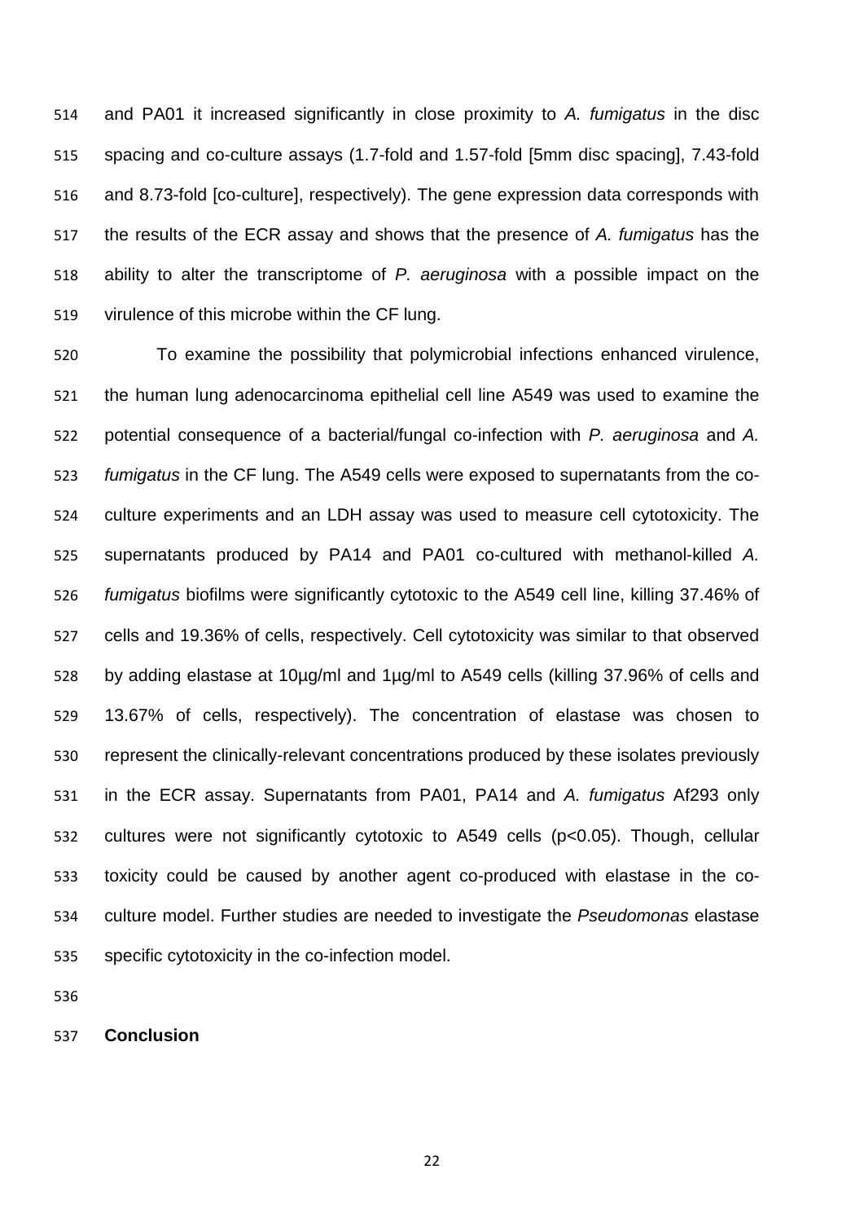and PA01 it increased significantly in close proximity to *A. fumigatus* in the disc spacing and co-culture assays (1.7-fold and 1.57-fold [5mm disc spacing], 7.43-fold and 8.73-fold [co-culture], respectively). The gene expression data corresponds with the results of the ECR assay and shows that the presence of *A. fumigatus* has the ability to alter the transcriptome of *P. aeruginosa* with a possible impact on the virulence of this microbe within the CF lung.

To examine the possibility that polymicrobial infections enhanced virulence, the human lung adenocarcinoma epithelial cell line A549 was used to examine the potential consequence of a bacterial/fungal co-infection with *P. aeruginosa* and *A. fumigatus* in the CF lung. The A549 cells were exposed to supernatants from the co-culture experiments and an LDH assay was used to measure cell cytotoxicity. The supernatants produced by PA14 and PA01 co-cultured with methanol-killed *A. fumigatus* biofilms were significantly cytotoxic to the A549 cell line, killing 37.46% of cells and 19.36% of cells, respectively. Cell cytotoxicity was similar to that observed by adding elastase at 10µg/ml and 1µg/ml to A549 cells (killing 37.96% of cells and 13.67% of cells, respectively). The concentration of elastase was chosen to represent the clinically-relevant concentrations produced by these isolates previously in the ECR assay. Supernatants from PA01, PA14 and *A. fumigatus* Af293 only cultures were not significantly cytotoxic to A549 cells ($p<0.05$). Though, cellular toxicity could be caused by another agent co-produced with elastase in the co-culture model. Further studies are needed to investigate the *Pseudomonas* elastase specific cytotoxicity in the co-infection model.

## Conclusion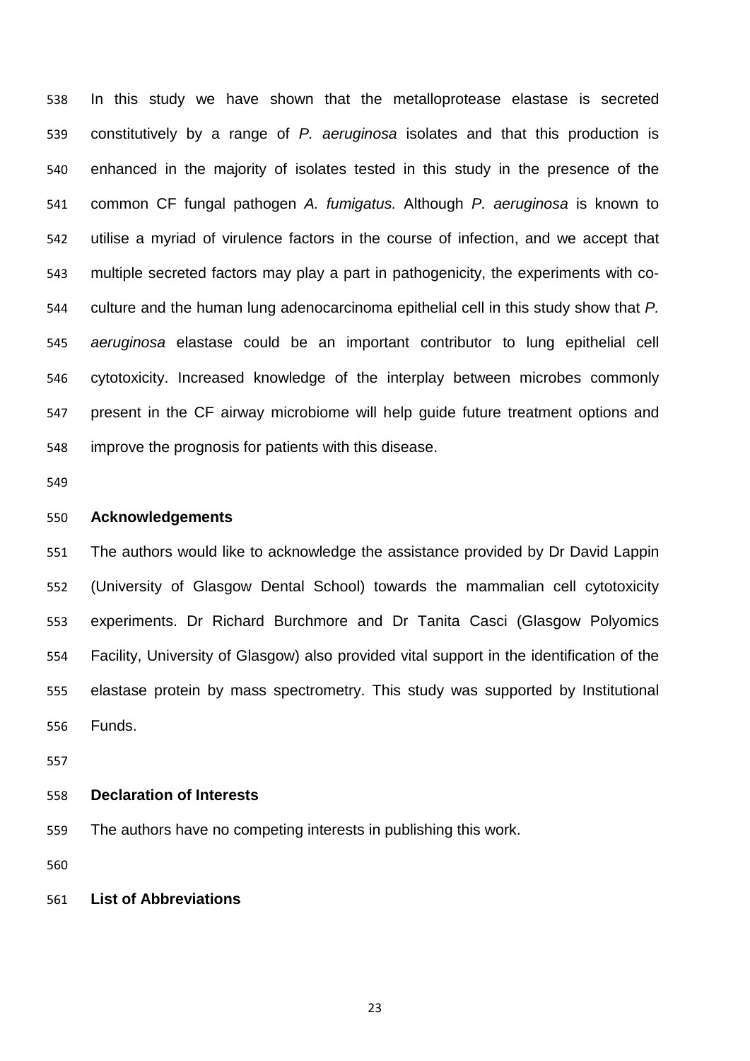In this study we have shown that the metalloprotease elastase is secreted constitutively by a range of *P. aeruginosa* isolates and that this production is enhanced in the majority of isolates tested in this study in the presence of the common CF fungal pathogen *A. fumigatus.* Although *P. aeruginosa* is known to utilise a myriad of virulence factors in the course of infection, and we accept that multiple secreted factors may play a part in pathogenicity, the experiments with co-culture and the human lung adenocarcinoma epithelial cell in this study show that *P. aeruginosa* elastase could be an important contributor to lung epithelial cell cytotoxicity. Increased knowledge of the interplay between microbes commonly present in the CF airway microbiome will help guide future treatment options and improve the prognosis for patients with this disease.

## Acknowledgements

The authors would like to acknowledge the assistance provided by Dr David Lappin (University of Glasgow Dental School) towards the mammalian cell cytotoxicity experiments. Dr Richard Burchmore and Dr Tanita Casci (Glasgow Polyomics Facility, University of Glasgow) also provided vital support in the identification of the elastase protein by mass spectrometry. This study was supported by Institutional Funds.

## Declaration of Interests

The authors have no competing interests in publishing this work.

## List of Abbreviations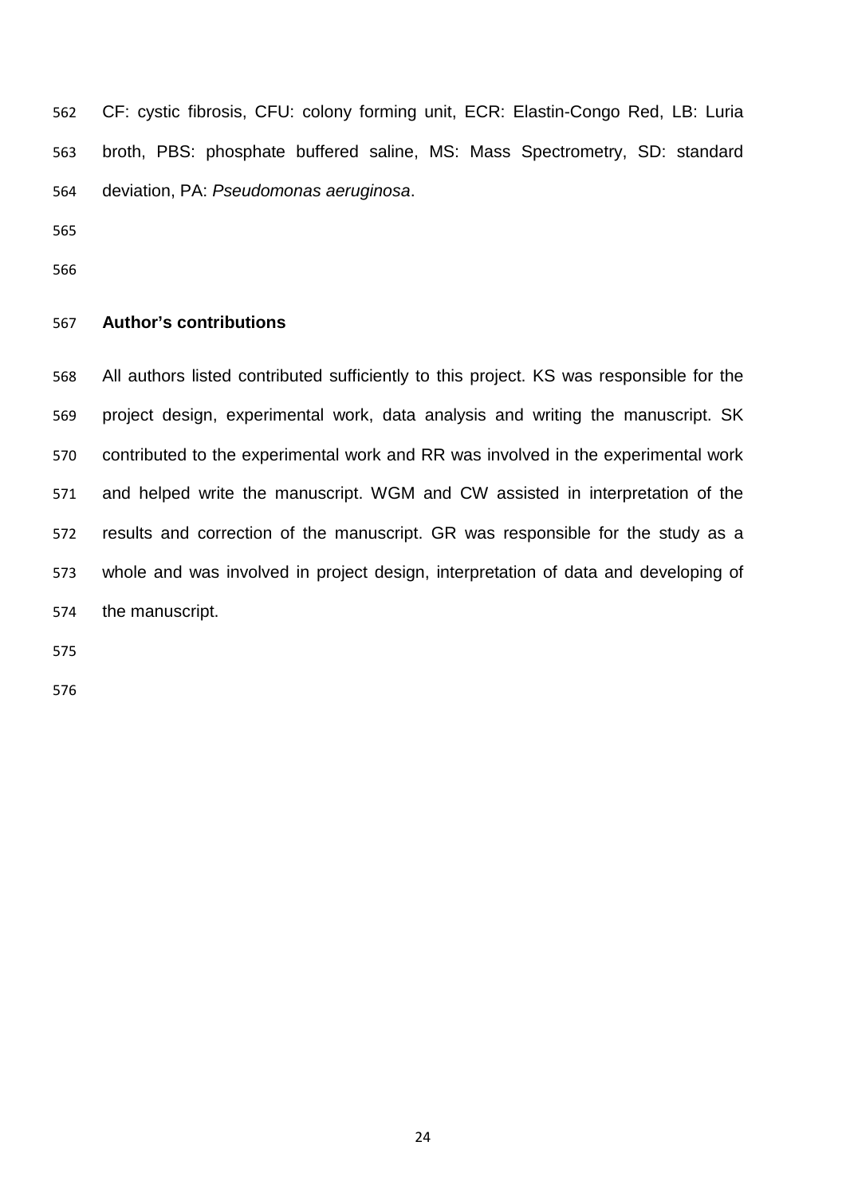CF: cystic fibrosis, CFU: colony forming unit, ECR: Elastin-Congo Red, LB: Luria broth, PBS: phosphate buffered saline, MS: Mass Spectrometry, SD: standard deviation, PA: *Pseudomonas aeruginosa*.

## Author's contributions

All authors listed contributed sufficiently to this project. KS was responsible for the project design, experimental work, data analysis and writing the manuscript. SK contributed to the experimental work and RR was involved in the experimental work and helped write the manuscript. WGM and CW assisted in interpretation of the results and correction of the manuscript. GR was responsible for the study as a whole and was involved in project design, interpretation of data and developing of the manuscript.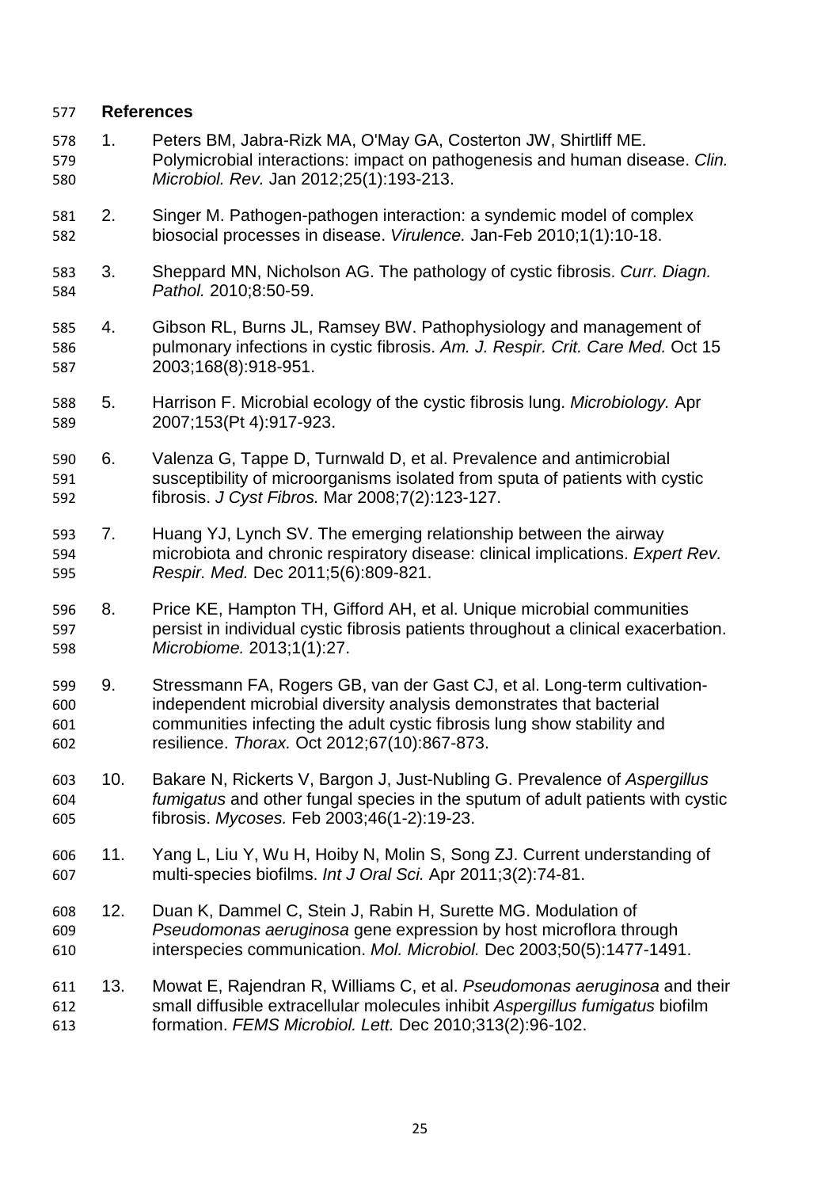## References

1. Peters BM, Jabra-Rizk MA, O'May GA, Costerton JW, Shirtliff ME. Polymicrobial interactions: impact on pathogenesis and human disease. *Clin. Microbiol. Rev.* Jan 2012;25(1):193-213.

2. Singer M. Pathogen-pathogen interaction: a syndemic model of complex biosocial processes in disease. *Virulence.* Jan-Feb 2010;1(1):10-18.

3. Sheppard MN, Nicholson AG. The pathology of cystic fibrosis. *Curr. Diagn. Pathol.* 2010;8:50-59.

4. Gibson RL, Burns JL, Ramsey BW. Pathophysiology and management of pulmonary infections in cystic fibrosis. *Am. J. Respir. Crit. Care Med.* Oct 15 2003;168(8):918-951.

5. Harrison F. Microbial ecology of the cystic fibrosis lung. *Microbiology.* Apr 2007;153(Pt 4):917-923.

6. Valenza G, Tappe D, Turnwald D, et al. Prevalence and antimicrobial susceptibility of microorganisms isolated from sputa of patients with cystic fibrosis. *J Cyst Fibros.* Mar 2008;7(2):123-127.

7. Huang YJ, Lynch SV. The emerging relationship between the airway microbiota and chronic respiratory disease: clinical implications. *Expert Rev. Respir. Med.* Dec 2011;5(6):809-821.

8. Price KE, Hampton TH, Gifford AH, et al. Unique microbial communities persist in individual cystic fibrosis patients throughout a clinical exacerbation. *Microbiome.* 2013;1(1):27.

9. Stressmann FA, Rogers GB, van der Gast CJ, et al. Long-term cultivation-independent microbial diversity analysis demonstrates that bacterial communities infecting the adult cystic fibrosis lung show stability and resilience. *Thorax.* Oct 2012;67(10):867-873.

10. Bakare N, Rickerts V, Bargon J, Just-Nubling G. Prevalence of *Aspergillus fumigatus* and other fungal species in the sputum of adult patients with cystic fibrosis. *Mycoses.* Feb 2003;46(1-2):19-23.

11. Yang L, Liu Y, Wu H, Hoiby N, Molin S, Song ZJ. Current understanding of multi-species biofilms. *Int J Oral Sci.* Apr 2011;3(2):74-81.

12. Duan K, Dammel C, Stein J, Rabin H, Surette MG. Modulation of *Pseudomonas aeruginosa* gene expression by host microflora through interspecies communication. *Mol. Microbiol.* Dec 2003;50(5):1477-1491.

13. Mowat E, Rajendran R, Williams C, et al. *Pseudomonas aeruginosa* and their small diffusible extracellular molecules inhibit *Aspergillus fumigatus* biofilm formation. *FEMS Microbiol. Lett.* Dec 2010;313(2):96-102.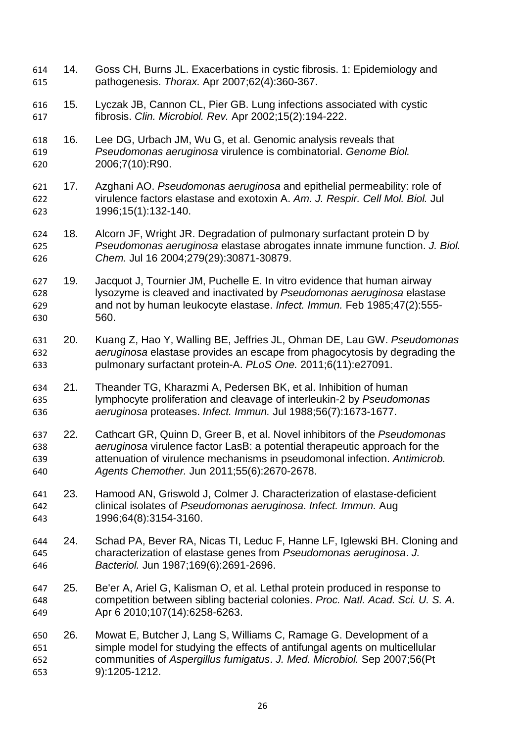14. Goss CH, Burns JL. Exacerbations in cystic fibrosis. 1: Epidemiology and pathogenesis. *Thorax.* Apr 2007;62(4):360-367.

15. Lyczak JB, Cannon CL, Pier GB. Lung infections associated with cystic fibrosis. *Clin. Microbiol. Rev.* Apr 2002;15(2):194-222.

16. Lee DG, Urbach JM, Wu G, et al. Genomic analysis reveals that *Pseudomonas aeruginosa* virulence is combinatorial. *Genome Biol.* 2006;7(10):R90.

17. Azghani AO. *Pseudomonas aeruginosa* and epithelial permeability: role of virulence factors elastase and exotoxin A. *Am. J. Respir. Cell Mol. Biol.* Jul 1996;15(1):132-140.

18. Alcorn JF, Wright JR. Degradation of pulmonary surfactant protein D by *Pseudomonas aeruginosa* elastase abrogates innate immune function. *J. Biol. Chem.* Jul 16 2004;279(29):30871-30879.

19. Jacquot J, Tournier JM, Puchelle E. In vitro evidence that human airway lysozyme is cleaved and inactivated by *Pseudomonas aeruginosa* elastase and not by human leukocyte elastase. *Infect. Immun.* Feb 1985;47(2):555-560.

20. Kuang Z, Hao Y, Walling BE, Jeffries JL, Ohman DE, Lau GW. *Pseudomonas aeruginosa* elastase provides an escape from phagocytosis by degrading the pulmonary surfactant protein-A. *PLoS One.* 2011;6(11):e27091.

21. Theander TG, Kharazmi A, Pedersen BK, et al. Inhibition of human lymphocyte proliferation and cleavage of interleukin-2 by *Pseudomonas aeruginosa* proteases. *Infect. Immun.* Jul 1988;56(7):1673-1677.

22. Cathcart GR, Quinn D, Greer B, et al. Novel inhibitors of the *Pseudomonas aeruginosa* virulence factor LasB: a potential therapeutic approach for the attenuation of virulence mechanisms in pseudomonal infection. *Antimicrob. Agents Chemother.* Jun 2011;55(6):2670-2678.

23. Hamood AN, Griswold J, Colmer J. Characterization of elastase-deficient clinical isolates of *Pseudomonas aeruginosa*. *Infect. Immun.* Aug 1996;64(8):3154-3160.

24. Schad PA, Bever RA, Nicas TI, Leduc F, Hanne LF, Iglewski BH. Cloning and characterization of elastase genes from *Pseudomonas aeruginosa*. *J. Bacteriol.* Jun 1987;169(6):2691-2696.

25. Be'er A, Ariel G, Kalisman O, et al. Lethal protein produced in response to competition between sibling bacterial colonies. *Proc. Natl. Acad. Sci. U. S. A.* Apr 6 2010;107(14):6258-6263.

26. Mowat E, Butcher J, Lang S, Williams C, Ramage G. Development of a simple model for studying the effects of antifungal agents on multicellular communities of *Aspergillus fumigatus*. *J. Med. Microbiol.* Sep 2007;56(Pt 9):1205-1212.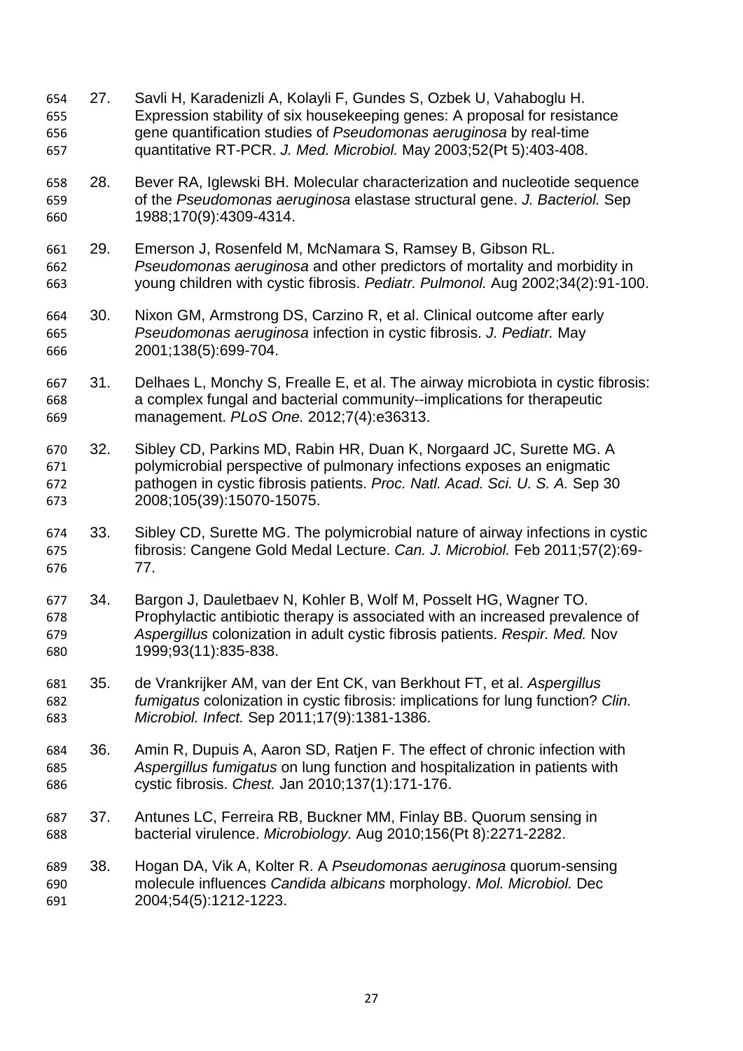27. Savli H, Karadenizli A, Kolayli F, Gundes S, Ozbek U, Vahaboglu H. Expression stability of six housekeeping genes: A proposal for resistance gene quantification studies of *Pseudomonas aeruginosa* by real-time quantitative RT-PCR. *J. Med. Microbiol.* May 2003;52(Pt 5):403-408.

28. Bever RA, Iglewski BH. Molecular characterization and nucleotide sequence of the *Pseudomonas aeruginosa* elastase structural gene. *J. Bacteriol.* Sep 1988;170(9):4309-4314.

29. Emerson J, Rosenfeld M, McNamara S, Ramsey B, Gibson RL. *Pseudomonas aeruginosa* and other predictors of mortality and morbidity in young children with cystic fibrosis. *Pediatr. Pulmonol.* Aug 2002;34(2):91-100.

30. Nixon GM, Armstrong DS, Carzino R, et al. Clinical outcome after early *Pseudomonas aeruginosa* infection in cystic fibrosis. *J. Pediatr.* May 2001;138(5):699-704.

31. Delhaes L, Monchy S, Frealle E, et al. The airway microbiota in cystic fibrosis: a complex fungal and bacterial community--implications for therapeutic management. *PLoS One.* 2012;7(4):e36313.

32. Sibley CD, Parkins MD, Rabin HR, Duan K, Norgaard JC, Surette MG. A polymicrobial perspective of pulmonary infections exposes an enigmatic pathogen in cystic fibrosis patients. *Proc. Natl. Acad. Sci. U. S. A.* Sep 30 2008;105(39):15070-15075.

33. Sibley CD, Surette MG. The polymicrobial nature of airway infections in cystic fibrosis: Cangene Gold Medal Lecture. *Can. J. Microbiol.* Feb 2011;57(2):69-77.

34. Bargon J, Dauletbaev N, Kohler B, Wolf M, Posselt HG, Wagner TO. Prophylactic antibiotic therapy is associated with an increased prevalence of *Aspergillus* colonization in adult cystic fibrosis patients. *Respir. Med.* Nov 1999;93(11):835-838.

35. de Vrankrijker AM, van der Ent CK, van Berkhout FT, et al. *Aspergillus fumigatus* colonization in cystic fibrosis: implications for lung function? *Clin. Microbiol. Infect.* Sep 2011;17(9):1381-1386.

36. Amin R, Dupuis A, Aaron SD, Ratjen F. The effect of chronic infection with *Aspergillus fumigatus* on lung function and hospitalization in patients with cystic fibrosis. *Chest.* Jan 2010;137(1):171-176.

37. Antunes LC, Ferreira RB, Buckner MM, Finlay BB. Quorum sensing in bacterial virulence. *Microbiology.* Aug 2010;156(Pt 8):2271-2282.

38. Hogan DA, Vik A, Kolter R. A *Pseudomonas aeruginosa* quorum-sensing molecule influences *Candida albicans* morphology. *Mol. Microbiol.* Dec 2004;54(5):1212-1223.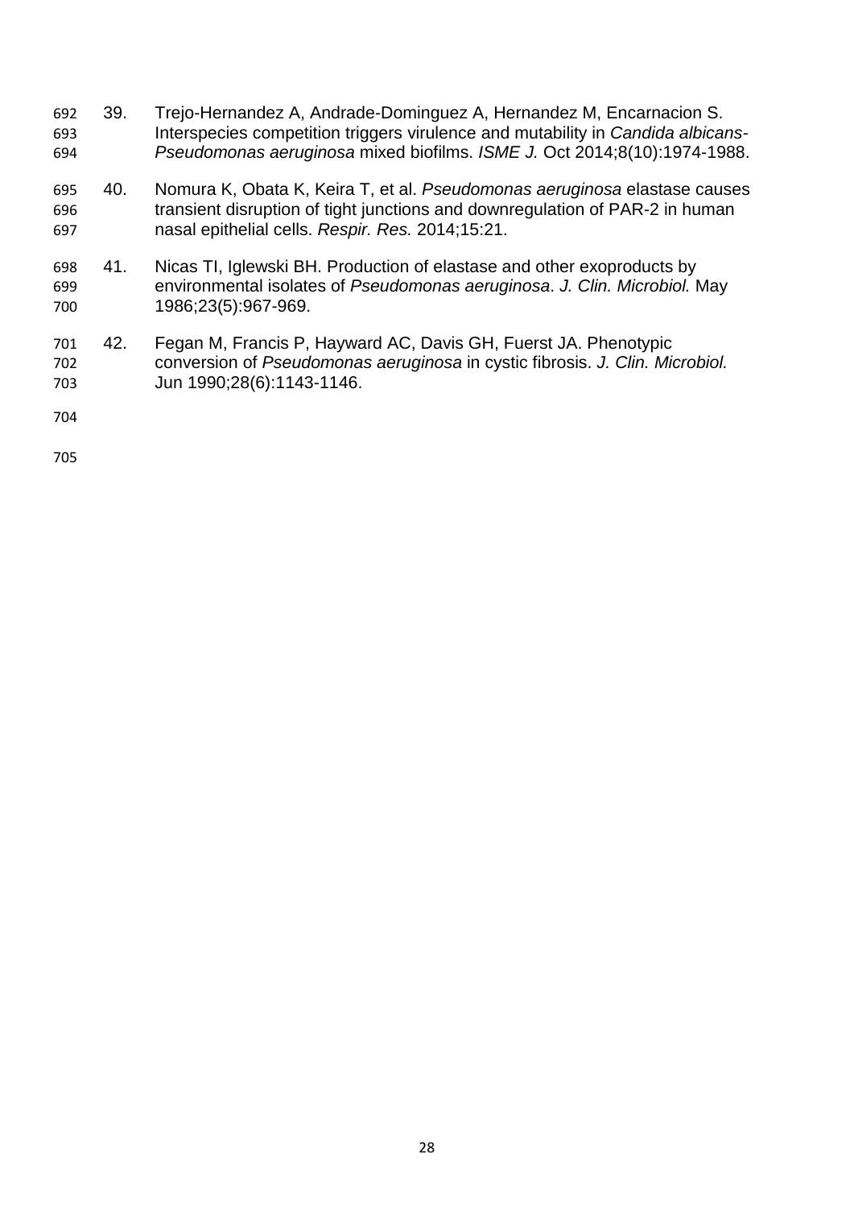39. Trejo-Hernandez A, Andrade-Dominguez A, Hernandez M, Encarnacion S. Interspecies competition triggers virulence and mutability in *Candida albicans-Pseudomonas aeruginosa* mixed biofilms. *ISME J.* Oct 2014;8(10):1974-1988.

40. Nomura K, Obata K, Keira T, et al. *Pseudomonas aeruginosa* elastase causes transient disruption of tight junctions and downregulation of PAR-2 in human nasal epithelial cells. *Respir. Res.* 2014;15:21.

41. Nicas TI, Iglewski BH. Production of elastase and other exoproducts by environmental isolates of *Pseudomonas aeruginosa*. *J. Clin. Microbiol.* May 1986;23(5):967-969.

42. Fegan M, Francis P, Hayward AC, Davis GH, Fuerst JA. Phenotypic conversion of *Pseudomonas aeruginosa* in cystic fibrosis. *J. Clin. Microbiol.* Jun 1990;28(6):1143-1146.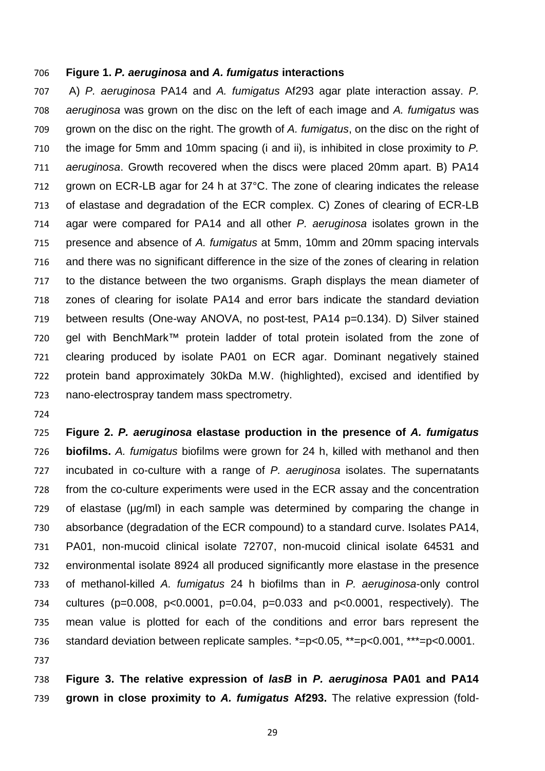**Figure 1. *P. aeruginosa* and *A. fumigatus* interactions**

A) *P. aeruginosa* PA14 and *A. fumigatus* Af293 agar plate interaction assay. *P. aeruginosa* was grown on the disc on the left of each image and *A. fumigatus* was grown on the disc on the right. The growth of *A. fumigatus*, on the disc on the right of the image for 5mm and 10mm spacing (i and ii), is inhibited in close proximity to *P. aeruginosa*. Growth recovered when the discs were placed 20mm apart. B) PA14 grown on ECR-LB agar for 24 h at 37°C. The zone of clearing indicates the release of elastase and degradation of the ECR complex. C) Zones of clearing of ECR-LB agar were compared for PA14 and all other *P. aeruginosa* isolates grown in the presence and absence of *A. fumigatus* at 5mm, 10mm and 20mm spacing intervals and there was no significant difference in the size of the zones of clearing in relation to the distance between the two organisms. Graph displays the mean diameter of zones of clearing for isolate PA14 and error bars indicate the standard deviation between results (One-way ANOVA, no post-test, PA14 $p=0.134$). D) Silver stained gel with BenchMark™ protein ladder of total protein isolated from the zone of clearing produced by isolate PA01 on ECR agar. Dominant negatively stained protein band approximately 30kDa M.W. (highlighted), excised and identified by nano-electrospray tandem mass spectrometry.

**Figure 2. *P. aeruginosa* elastase production in the presence of *A. fumigatus* biofilms.** *A. fumigatus* biofilms were grown for 24 h, killed with methanol and then incubated in co-culture with a range of *P. aeruginosa* isolates. The supernatants from the co-culture experiments were used in the ECR assay and the concentration of elastase (µg/ml) in each sample was determined by comparing the change in absorbance (degradation of the ECR compound) to a standard curve. Isolates PA14, PA01, non-mucoid clinical isolate 72707, non-mucoid clinical isolate 64531 and environmental isolate 8924 all produced significantly more elastase in the presence of methanol-killed *A. fumigatus* 24 h biofilms than in *P. aeruginosa*-only control cultures ($p=0.008$, $p<0.0001$, $p=0.04$, $p=0.033$ and $p<0.0001$, respectively). The mean value is plotted for each of the conditions and error bars represent the standard deviation between replicate samples. *=$p<0.05$, **=$p<0.001$, ***=$p<0.0001$.

**Figure 3. The relative expression of *lasB* in *P. aeruginosa* PA01 and PA14 grown in close proximity to *A. fumigatus* Af293.** The relative expression (fold-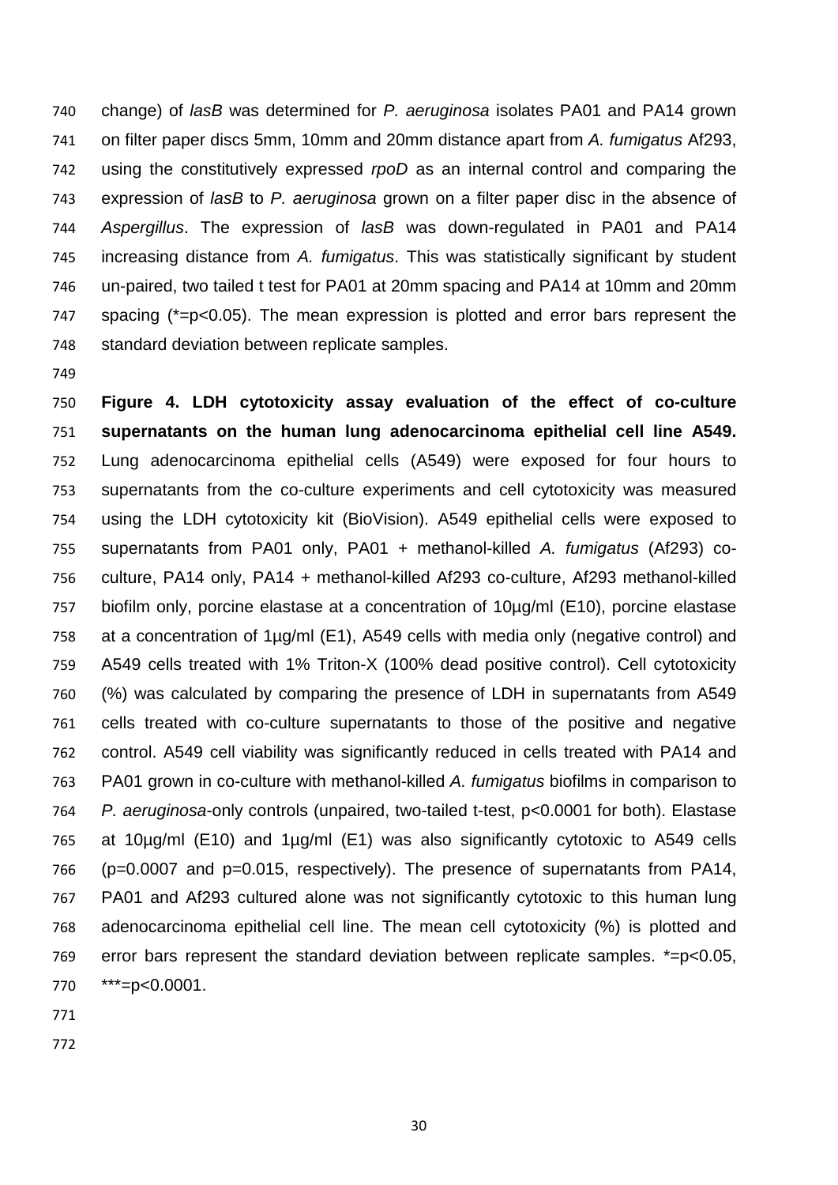change) of *lasB* was determined for *P. aeruginosa* isolates PA01 and PA14 grown on filter paper discs 5mm, 10mm and 20mm distance apart from *A. fumigatus* Af293, using the constitutively expressed *rpoD* as an internal control and comparing the expression of *lasB* to *P. aeruginosa* grown on a filter paper disc in the absence of *Aspergillus*. The expression of *lasB* was down-regulated in PA01 and PA14 increasing distance from *A. fumigatus*. This was statistically significant by student un-paired, two tailed t test for PA01 at 20mm spacing and PA14 at 10mm and 20mm spacing (*=$p<0.05$). The mean expression is plotted and error bars represent the standard deviation between replicate samples.

**Figure 4. LDH cytotoxicity assay evaluation of the effect of co-culture supernatants on the human lung adenocarcinoma epithelial cell line A549.** Lung adenocarcinoma epithelial cells (A549) were exposed for four hours to supernatants from the co-culture experiments and cell cytotoxicity was measured using the LDH cytotoxicity kit (BioVision). A549 epithelial cells were exposed to supernatants from PA01 only, PA01 + methanol-killed *A. fumigatus* (Af293) co-culture, PA14 only, PA14 + methanol-killed Af293 co-culture, Af293 methanol-killed biofilm only, porcine elastase at a concentration of 10µg/ml (E10), porcine elastase at a concentration of 1µg/ml (E1), A549 cells with media only (negative control) and A549 cells treated with 1% Triton-X (100% dead positive control). Cell cytotoxicity (%) was calculated by comparing the presence of LDH in supernatants from A549 cells treated with co-culture supernatants to those of the positive and negative control. A549 cell viability was significantly reduced in cells treated with PA14 and PA01 grown in co-culture with methanol-killed *A. fumigatus* biofilms in comparison to *P. aeruginosa*-only controls (unpaired, two-tailed t-test, $p<0.0001$ for both). Elastase at 10µg/ml (E10) and 1µg/ml (E1) was also significantly cytotoxic to A549 cells ($p=0.0007$ and $p=0.015$, respectively). The presence of supernatants from PA14, PA01 and Af293 cultured alone was not significantly cytotoxic to this human lung adenocarcinoma epithelial cell line. The mean cell cytotoxicity (%) is plotted and error bars represent the standard deviation between replicate samples. *=$p<0.05$, ***=$p<0.0001$.